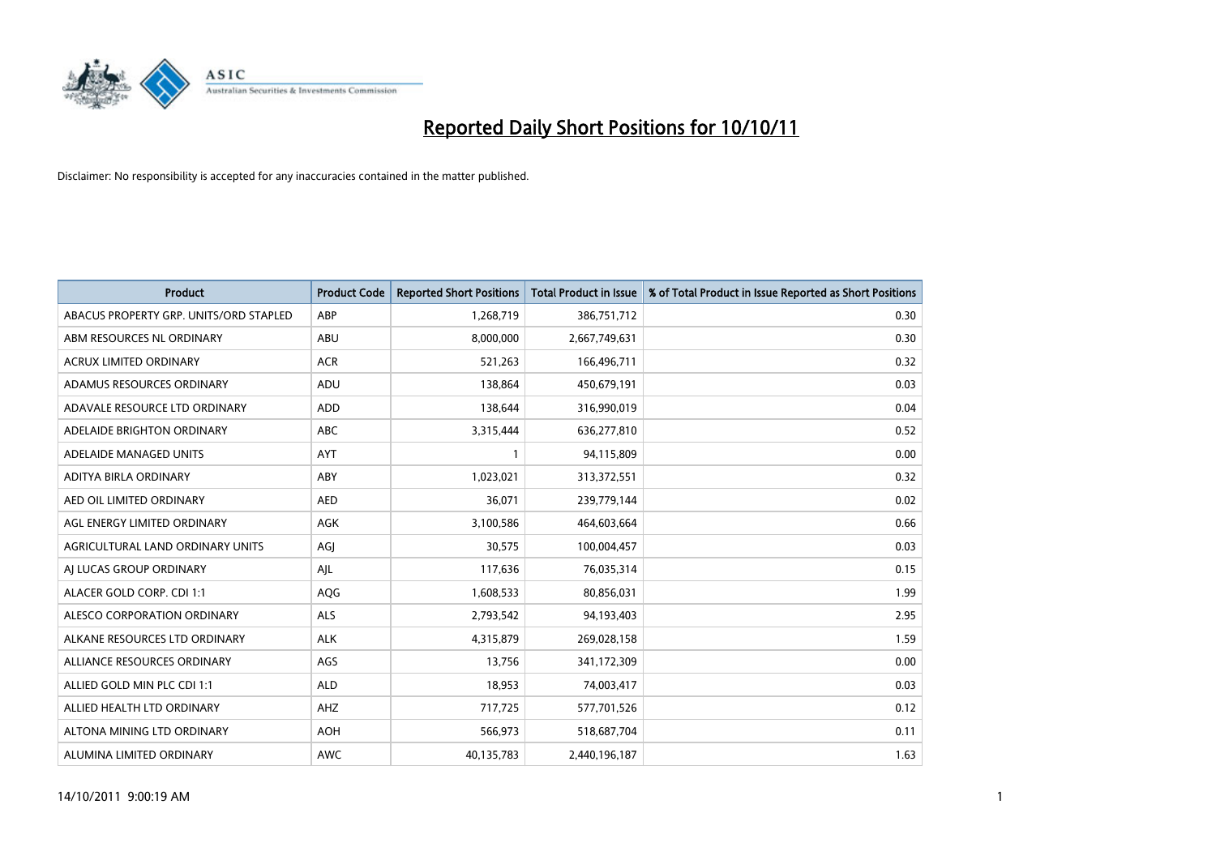# Reported Daily Short Positions for 10/10/11

Disclaimer: No responsibility is accepted for any inaccuracies contained in the matter published.

| Product | Product Code | Reported Short Positions | Total Product in Issue | % of Total Product in Issue Reported as Short Positions |
|---|---|---|---|---|
| ABACUS PROPERTY GRP. UNITS/ORD STAPLED | ABP | 1,268,719 | 386,751,712 | 0.30 |
| ABM RESOURCES NL ORDINARY | ABU | 8,000,000 | 2,667,749,631 | 0.30 |
| ACRUX LIMITED ORDINARY | ACR | 521,263 | 166,496,711 | 0.32 |
| ADAMUS RESOURCES ORDINARY | ADU | 138,864 | 450,679,191 | 0.03 |
| ADAVALE RESOURCE LTD ORDINARY | ADD | 138,644 | 316,990,019 | 0.04 |
| ADELAIDE BRIGHTON ORDINARY | ABC | 3,315,444 | 636,277,810 | 0.52 |
| ADELAIDE MANAGED UNITS | AYT | 1 | 94,115,809 | 0.00 |
| ADITYA BIRLA ORDINARY | ABY | 1,023,021 | 313,372,551 | 0.32 |
| AED OIL LIMITED ORDINARY | AED | 36,071 | 239,779,144 | 0.02 |
| AGL ENERGY LIMITED ORDINARY | AGK | 3,100,586 | 464,603,664 | 0.66 |
| AGRICULTURAL LAND ORDINARY UNITS | AGJ | 30,575 | 100,004,457 | 0.03 |
| AJ LUCAS GROUP ORDINARY | AJL | 117,636 | 76,035,314 | 0.15 |
| ALACER GOLD CORP. CDI 1:1 | AQG | 1,608,533 | 80,856,031 | 1.99 |
| ALESCO CORPORATION ORDINARY | ALS | 2,793,542 | 94,193,403 | 2.95 |
| ALKANE RESOURCES LTD ORDINARY | ALK | 4,315,879 | 269,028,158 | 1.59 |
| ALLIANCE RESOURCES ORDINARY | AGS | 13,756 | 341,172,309 | 0.00 |
| ALLIED GOLD MIN PLC CDI 1:1 | ALD | 18,953 | 74,003,417 | 0.03 |
| ALLIED HEALTH LTD ORDINARY | AHZ | 717,725 | 577,701,526 | 0.12 |
| ALTONA MINING LTD ORDINARY | AOH | 566,973 | 518,687,704 | 0.11 |
| ALUMINA LIMITED ORDINARY | AWC | 40,135,783 | 2,440,196,187 | 1.63 |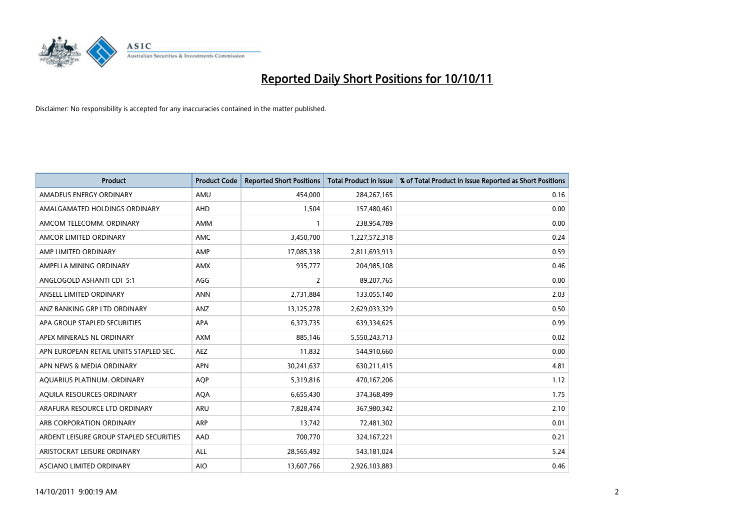# Reported Daily Short Positions for 10/10/11

Disclaimer: No responsibility is accepted for any inaccuracies contained in the matter published.

| Product | Product Code | Reported Short Positions | Total Product in Issue | % of Total Product in Issue Reported as Short Positions |
|---|---|---|---|---|
| AMADEUS ENERGY ORDINARY | AMU | 454,000 | 284,267,165 | 0.16 |
| AMALGAMATED HOLDINGS ORDINARY | AHD | 1,504 | 157,480,461 | 0.00 |
| AMCOM TELECOMM. ORDINARY | AMM | 1 | 238,954,789 | 0.00 |
| AMCOR LIMITED ORDINARY | AMC | 3,450,700 | 1,227,572,318 | 0.24 |
| AMP LIMITED ORDINARY | AMP | 17,085,338 | 2,811,693,913 | 0.59 |
| AMPELLA MINING ORDINARY | AMX | 935,777 | 204,985,108 | 0.46 |
| ANGLOGOLD ASHANTI CDI 5:1 | AGG | 2 | 89,207,765 | 0.00 |
| ANSELL LIMITED ORDINARY | ANN | 2,731,884 | 133,055,140 | 2.03 |
| ANZ BANKING GRP LTD ORDINARY | ANZ | 13,125,278 | 2,629,033,329 | 0.50 |
| APA GROUP STAPLED SECURITIES | APA | 6,373,735 | 639,334,625 | 0.99 |
| APEX MINERALS NL ORDINARY | AXM | 885,146 | 5,550,243,713 | 0.02 |
| APN EUROPEAN RETAIL UNITS STAPLED SEC. | AEZ | 11,832 | 544,910,660 | 0.00 |
| APN NEWS & MEDIA ORDINARY | APN | 30,241,637 | 630,211,415 | 4.81 |
| AQUARIUS PLATINUM. ORDINARY | AQP | 5,319,816 | 470,167,206 | 1.12 |
| AQUILA RESOURCES ORDINARY | AQA | 6,655,430 | 374,368,499 | 1.75 |
| ARAFURA RESOURCE LTD ORDINARY | ARU | 7,828,474 | 367,980,342 | 2.10 |
| ARB CORPORATION ORDINARY | ARP | 13,742 | 72,481,302 | 0.01 |
| ARDENT LEISURE GROUP STAPLED SECURITIES | AAD | 700,770 | 324,167,221 | 0.21 |
| ARISTOCRAT LEISURE ORDINARY | ALL | 28,565,492 | 543,181,024 | 5.24 |
| ASCIANO LIMITED ORDINARY | AIO | 13,607,766 | 2,926,103,883 | 0.46 |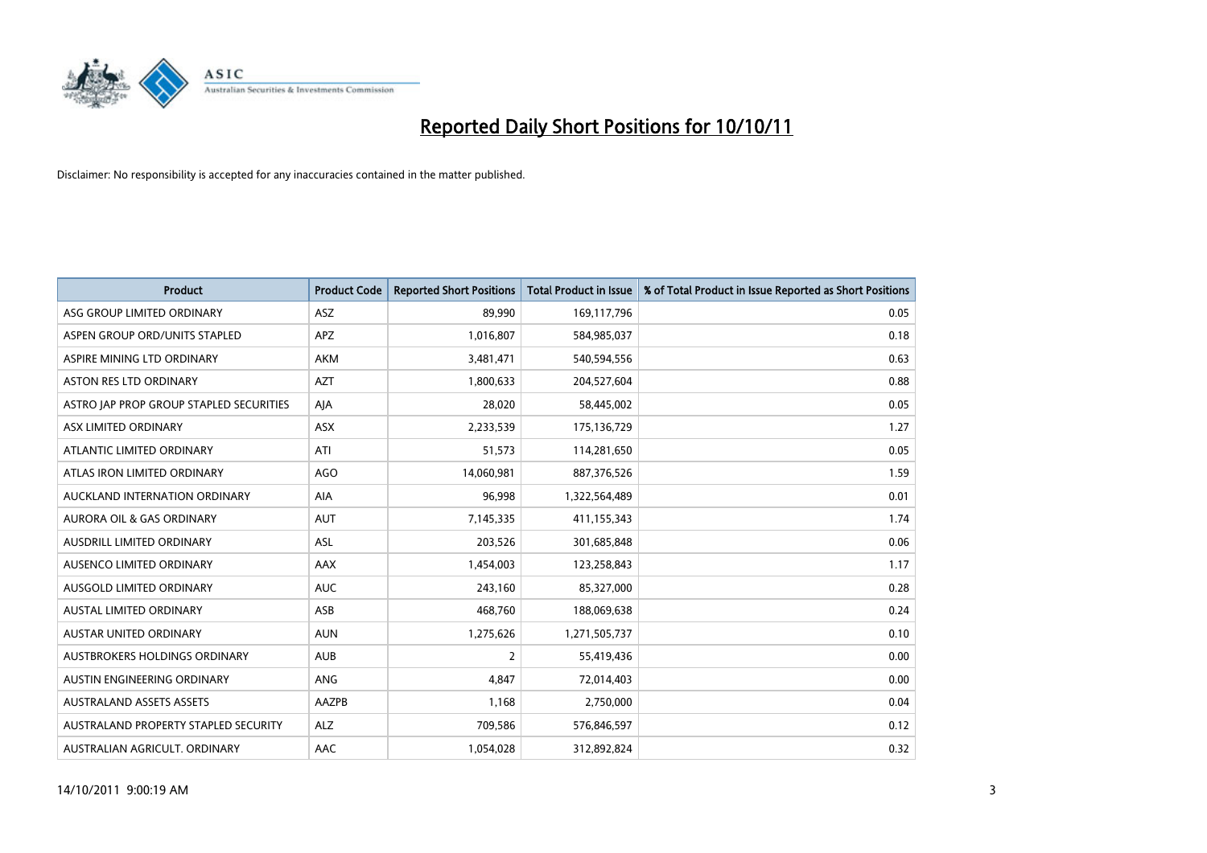# Reported Daily Short Positions for 10/10/11

Disclaimer: No responsibility is accepted for any inaccuracies contained in the matter published.

| Product | Product Code | Reported Short Positions | Total Product in Issue | % of Total Product in Issue Reported as Short Positions |
|---|---|---|---|---|
| ASG GROUP LIMITED ORDINARY | ASZ | 89,990 | 169,117,796 | 0.05 |
| ASPEN GROUP ORD/UNITS STAPLED | APZ | 1,016,807 | 584,985,037 | 0.18 |
| ASPIRE MINING LTD ORDINARY | AKM | 3,481,471 | 540,594,556 | 0.63 |
| ASTON RES LTD ORDINARY | AZT | 1,800,633 | 204,527,604 | 0.88 |
| ASTRO JAP PROP GROUP STAPLED SECURITIES | AJA | 28,020 | 58,445,002 | 0.05 |
| ASX LIMITED ORDINARY | ASX | 2,233,539 | 175,136,729 | 1.27 |
| ATLANTIC LIMITED ORDINARY | ATI | 51,573 | 114,281,650 | 0.05 |
| ATLAS IRON LIMITED ORDINARY | AGO | 14,060,981 | 887,376,526 | 1.59 |
| AUCKLAND INTERNATION ORDINARY | AIA | 96,998 | 1,322,564,489 | 0.01 |
| AURORA OIL & GAS ORDINARY | AUT | 7,145,335 | 411,155,343 | 1.74 |
| AUSDRILL LIMITED ORDINARY | ASL | 203,526 | 301,685,848 | 0.06 |
| AUSENCO LIMITED ORDINARY | AAX | 1,454,003 | 123,258,843 | 1.17 |
| AUSGOLD LIMITED ORDINARY | AUC | 243,160 | 85,327,000 | 0.28 |
| AUSTAL LIMITED ORDINARY | ASB | 468,760 | 188,069,638 | 0.24 |
| AUSTAR UNITED ORDINARY | AUN | 1,275,626 | 1,271,505,737 | 0.10 |
| AUSTBROKERS HOLDINGS ORDINARY | AUB | 2 | 55,419,436 | 0.00 |
| AUSTIN ENGINEERING ORDINARY | ANG | 4,847 | 72,014,403 | 0.00 |
| AUSTRALAND ASSETS ASSETS | AAZPB | 1,168 | 2,750,000 | 0.04 |
| AUSTRALAND PROPERTY STAPLED SECURITY | ALZ | 709,586 | 576,846,597 | 0.12 |
| AUSTRALIAN AGRICULT. ORDINARY | AAC | 1,054,028 | 312,892,824 | 0.32 |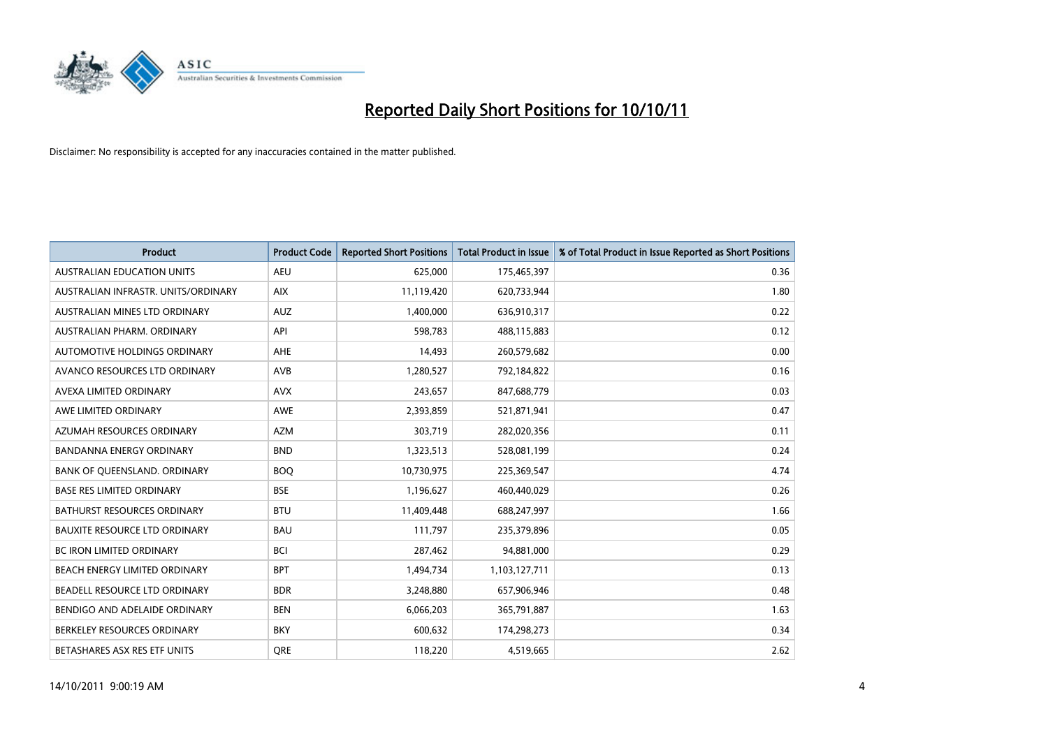# Reported Daily Short Positions for 10/10/11

Disclaimer: No responsibility is accepted for any inaccuracies contained in the matter published.

| Product | Product Code | Reported Short Positions | Total Product in Issue | % of Total Product in Issue Reported as Short Positions |
|---|---|---|---|---|
| AUSTRALIAN EDUCATION UNITS | AEU | 625,000 | 175,465,397 | 0.36 |
| AUSTRALIAN INFRASTR. UNITS/ORDINARY | AIX | 11,119,420 | 620,733,944 | 1.80 |
| AUSTRALIAN MINES LTD ORDINARY | AUZ | 1,400,000 | 636,910,317 | 0.22 |
| AUSTRALIAN PHARM. ORDINARY | API | 598,783 | 488,115,883 | 0.12 |
| AUTOMOTIVE HOLDINGS ORDINARY | AHE | 14,493 | 260,579,682 | 0.00 |
| AVANCO RESOURCES LTD ORDINARY | AVB | 1,280,527 | 792,184,822 | 0.16 |
| AVEXA LIMITED ORDINARY | AVX | 243,657 | 847,688,779 | 0.03 |
| AWE LIMITED ORDINARY | AWE | 2,393,859 | 521,871,941 | 0.47 |
| AZUMAH RESOURCES ORDINARY | AZM | 303,719 | 282,020,356 | 0.11 |
| BANDANNA ENERGY ORDINARY | BND | 1,323,513 | 528,081,199 | 0.24 |
| BANK OF QUEENSLAND. ORDINARY | BOQ | 10,730,975 | 225,369,547 | 4.74 |
| BASE RES LIMITED ORDINARY | BSE | 1,196,627 | 460,440,029 | 0.26 |
| BATHURST RESOURCES ORDINARY | BTU | 11,409,448 | 688,247,997 | 1.66 |
| BAUXITE RESOURCE LTD ORDINARY | BAU | 111,797 | 235,379,896 | 0.05 |
| BC IRON LIMITED ORDINARY | BCI | 287,462 | 94,881,000 | 0.29 |
| BEACH ENERGY LIMITED ORDINARY | BPT | 1,494,734 | 1,103,127,711 | 0.13 |
| BEADELL RESOURCE LTD ORDINARY | BDR | 3,248,880 | 657,906,946 | 0.48 |
| BENDIGO AND ADELAIDE ORDINARY | BEN | 6,066,203 | 365,791,887 | 1.63 |
| BERKELEY RESOURCES ORDINARY | BKY | 600,632 | 174,298,273 | 0.34 |
| BETASHARES ASX RES ETF UNITS | QRE | 118,220 | 4,519,665 | 2.62 |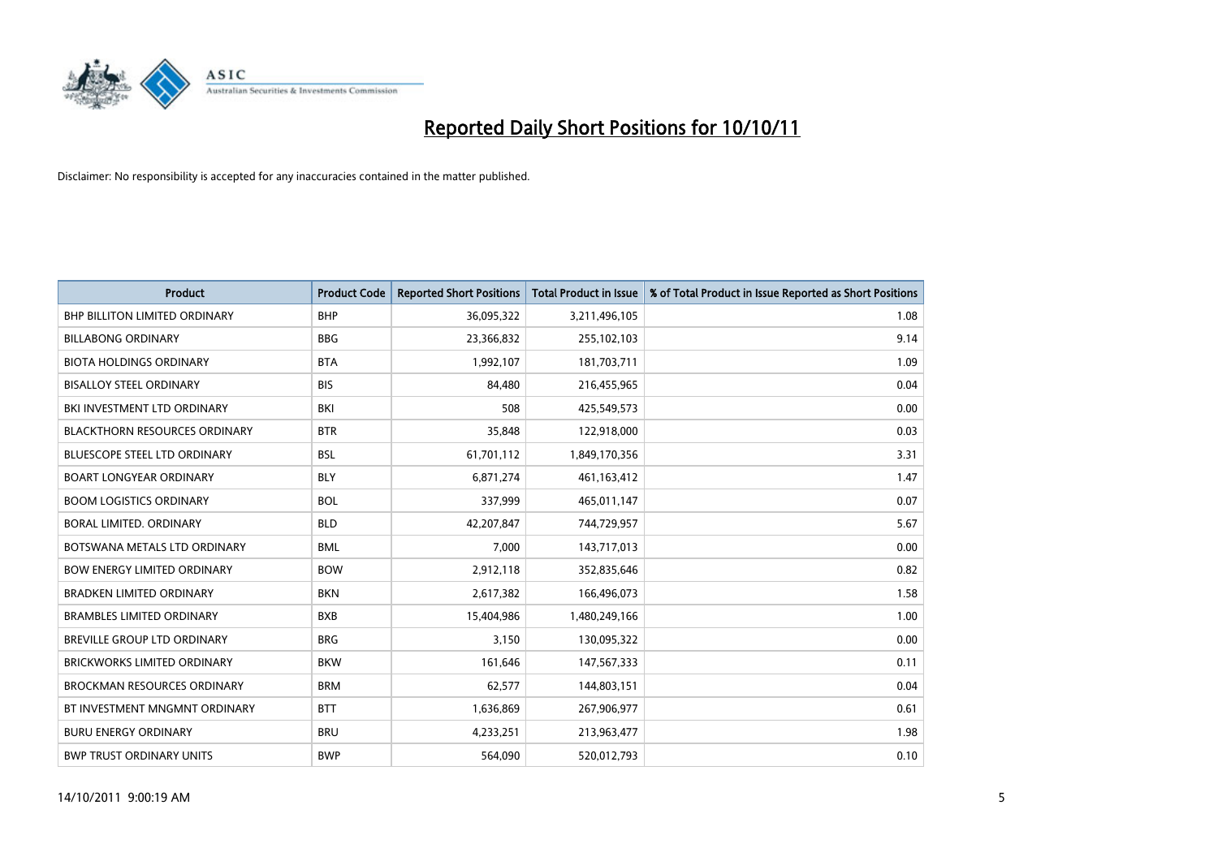# Reported Daily Short Positions for 10/10/11

Disclaimer: No responsibility is accepted for any inaccuracies contained in the matter published.

| Product | Product Code | Reported Short Positions | Total Product in Issue | % of Total Product in Issue Reported as Short Positions |
|---|---|---|---|---|
| BHP BILLITON LIMITED ORDINARY | BHP | 36,095,322 | 3,211,496,105 | 1.08 |
| BILLABONG ORDINARY | BBG | 23,366,832 | 255,102,103 | 9.14 |
| BIOTA HOLDINGS ORDINARY | BTA | 1,992,107 | 181,703,711 | 1.09 |
| BISALLOY STEEL ORDINARY | BIS | 84,480 | 216,455,965 | 0.04 |
| BKI INVESTMENT LTD ORDINARY | BKI | 508 | 425,549,573 | 0.00 |
| BLACKTHORN RESOURCES ORDINARY | BTR | 35,848 | 122,918,000 | 0.03 |
| BLUESCOPE STEEL LTD ORDINARY | BSL | 61,701,112 | 1,849,170,356 | 3.31 |
| BOART LONGYEAR ORDINARY | BLY | 6,871,274 | 461,163,412 | 1.47 |
| BOOM LOGISTICS ORDINARY | BOL | 337,999 | 465,011,147 | 0.07 |
| BORAL LIMITED. ORDINARY | BLD | 42,207,847 | 744,729,957 | 5.67 |
| BOTSWANA METALS LTD ORDINARY | BML | 7,000 | 143,717,013 | 0.00 |
| BOW ENERGY LIMITED ORDINARY | BOW | 2,912,118 | 352,835,646 | 0.82 |
| BRADKEN LIMITED ORDINARY | BKN | 2,617,382 | 166,496,073 | 1.58 |
| BRAMBLES LIMITED ORDINARY | BXB | 15,404,986 | 1,480,249,166 | 1.00 |
| BREVILLE GROUP LTD ORDINARY | BRG | 3,150 | 130,095,322 | 0.00 |
| BRICKWORKS LIMITED ORDINARY | BKW | 161,646 | 147,567,333 | 0.11 |
| BROCKMAN RESOURCES ORDINARY | BRM | 62,577 | 144,803,151 | 0.04 |
| BT INVESTMENT MNGMNT ORDINARY | BTT | 1,636,869 | 267,906,977 | 0.61 |
| BURU ENERGY ORDINARY | BRU | 4,233,251 | 213,963,477 | 1.98 |
| BWP TRUST ORDINARY UNITS | BWP | 564,090 | 520,012,793 | 0.10 |

14/10/2011 9:00:19 AM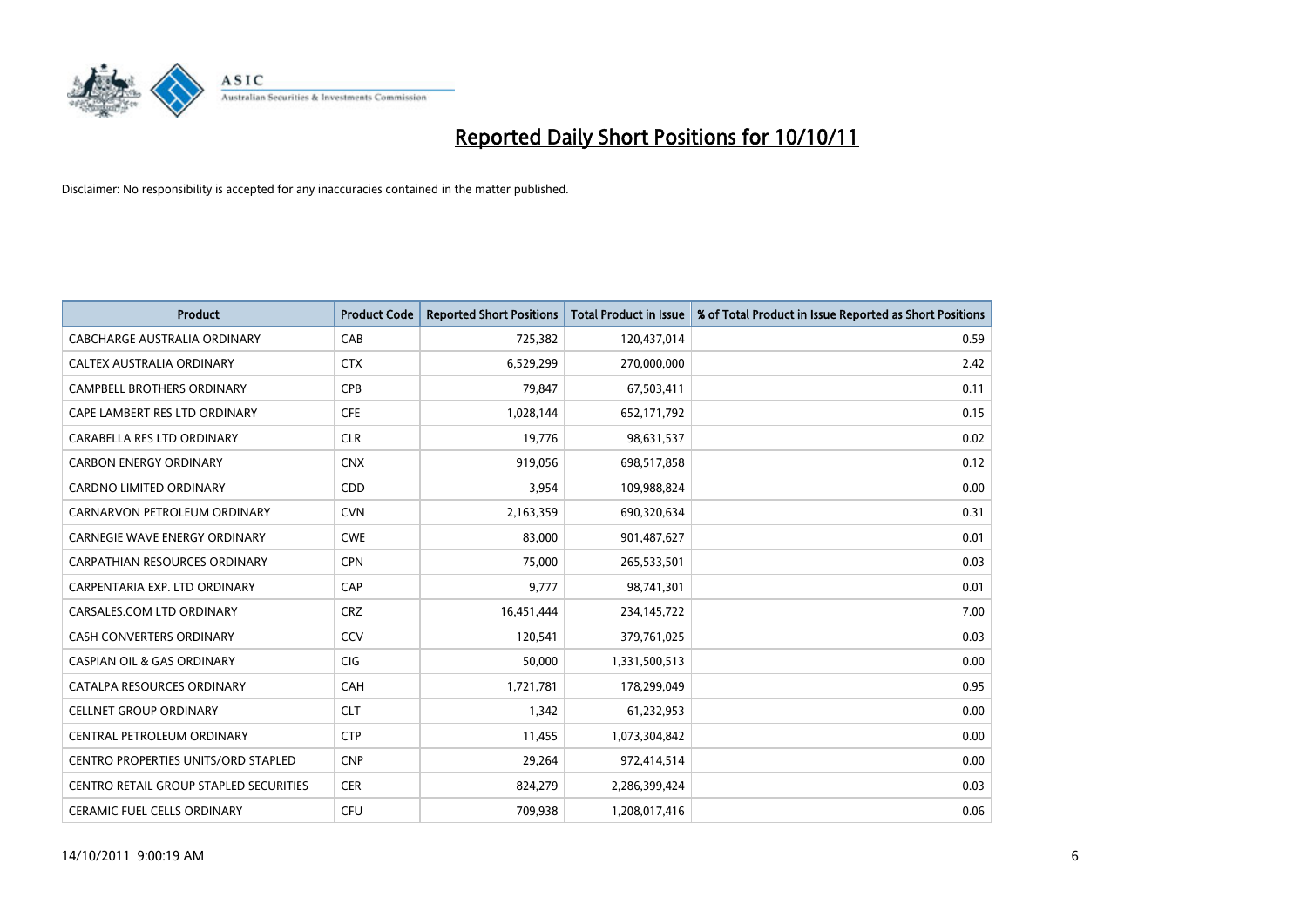# Reported Daily Short Positions for 10/10/11

Disclaimer: No responsibility is accepted for any inaccuracies contained in the matter published.

| Product | Product Code | Reported Short Positions | Total Product in Issue | % of Total Product in Issue Reported as Short Positions |
|---|---|---|---|---|
| CABCHARGE AUSTRALIA ORDINARY | CAB | 725,382 | 120,437,014 | 0.59 |
| CALTEX AUSTRALIA ORDINARY | CTX | 6,529,299 | 270,000,000 | 2.42 |
| CAMPBELL BROTHERS ORDINARY | CPB | 79,847 | 67,503,411 | 0.11 |
| CAPE LAMBERT RES LTD ORDINARY | CFE | 1,028,144 | 652,171,792 | 0.15 |
| CARABELLA RES LTD ORDINARY | CLR | 19,776 | 98,631,537 | 0.02 |
| CARBON ENERGY ORDINARY | CNX | 919,056 | 698,517,858 | 0.12 |
| CARDNO LIMITED ORDINARY | CDD | 3,954 | 109,988,824 | 0.00 |
| CARNARVON PETROLEUM ORDINARY | CVN | 2,163,359 | 690,320,634 | 0.31 |
| CARNEGIE WAVE ENERGY ORDINARY | CWE | 83,000 | 901,487,627 | 0.01 |
| CARPATHIAN RESOURCES ORDINARY | CPN | 75,000 | 265,533,501 | 0.03 |
| CARPENTARIA EXP. LTD ORDINARY | CAP | 9,777 | 98,741,301 | 0.01 |
| CARSALES.COM LTD ORDINARY | CRZ | 16,451,444 | 234,145,722 | 7.00 |
| CASH CONVERTERS ORDINARY | CCV | 120,541 | 379,761,025 | 0.03 |
| CASPIAN OIL & GAS ORDINARY | CIG | 50,000 | 1,331,500,513 | 0.00 |
| CATALPA RESOURCES ORDINARY | CAH | 1,721,781 | 178,299,049 | 0.95 |
| CELLNET GROUP ORDINARY | CLT | 1,342 | 61,232,953 | 0.00 |
| CENTRAL PETROLEUM ORDINARY | CTP | 11,455 | 1,073,304,842 | 0.00 |
| CENTRO PROPERTIES UNITS/ORD STAPLED | CNP | 29,264 | 972,414,514 | 0.00 |
| CENTRO RETAIL GROUP STAPLED SECURITIES | CER | 824,279 | 2,286,399,424 | 0.03 |
| CERAMIC FUEL CELLS ORDINARY | CFU | 709,938 | 1,208,017,416 | 0.06 |

14/10/2011 9:00:19 AM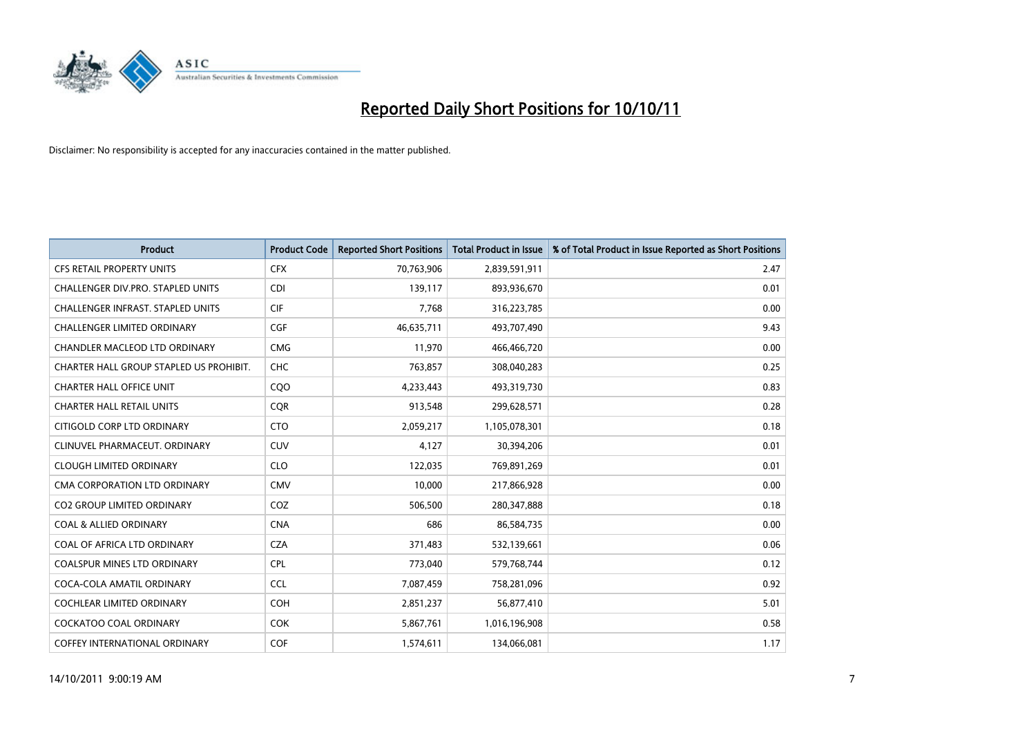# Reported Daily Short Positions for 10/10/11

Disclaimer: No responsibility is accepted for any inaccuracies contained in the matter published.

| Product | Product Code | Reported Short Positions | Total Product in Issue | % of Total Product in Issue Reported as Short Positions |
|---|---|---|---|---|
| CFS RETAIL PROPERTY UNITS | CFX | 70,763,906 | 2,839,591,911 | 2.47 |
| CHALLENGER DIV.PRO. STAPLED UNITS | CDI | 139,117 | 893,936,670 | 0.01 |
| CHALLENGER INFRAST. STAPLED UNITS | CIF | 7,768 | 316,223,785 | 0.00 |
| CHALLENGER LIMITED ORDINARY | CGF | 46,635,711 | 493,707,490 | 9.43 |
| CHANDLER MACLEOD LTD ORDINARY | CMG | 11,970 | 466,466,720 | 0.00 |
| CHARTER HALL GROUP STAPLED US PROHIBIT. | CHC | 763,857 | 308,040,283 | 0.25 |
| CHARTER HALL OFFICE UNIT | CQO | 4,233,443 | 493,319,730 | 0.83 |
| CHARTER HALL RETAIL UNITS | CQR | 913,548 | 299,628,571 | 0.28 |
| CITIGOLD CORP LTD ORDINARY | CTO | 2,059,217 | 1,105,078,301 | 0.18 |
| CLINUVEL PHARMACEUT. ORDINARY | CUV | 4,127 | 30,394,206 | 0.01 |
| CLOUGH LIMITED ORDINARY | CLO | 122,035 | 769,891,269 | 0.01 |
| CMA CORPORATION LTD ORDINARY | CMV | 10,000 | 217,866,928 | 0.00 |
| CO2 GROUP LIMITED ORDINARY | COZ | 506,500 | 280,347,888 | 0.18 |
| COAL & ALLIED ORDINARY | CNA | 686 | 86,584,735 | 0.00 |
| COAL OF AFRICA LTD ORDINARY | CZA | 371,483 | 532,139,661 | 0.06 |
| COALSPUR MINES LTD ORDINARY | CPL | 773,040 | 579,768,744 | 0.12 |
| COCA-COLA AMATIL ORDINARY | CCL | 7,087,459 | 758,281,096 | 0.92 |
| COCHLEAR LIMITED ORDINARY | COH | 2,851,237 | 56,877,410 | 5.01 |
| COCKATOO COAL ORDINARY | COK | 5,867,761 | 1,016,196,908 | 0.58 |
| COFFEY INTERNATIONAL ORDINARY | COF | 1,574,611 | 134,066,081 | 1.17 |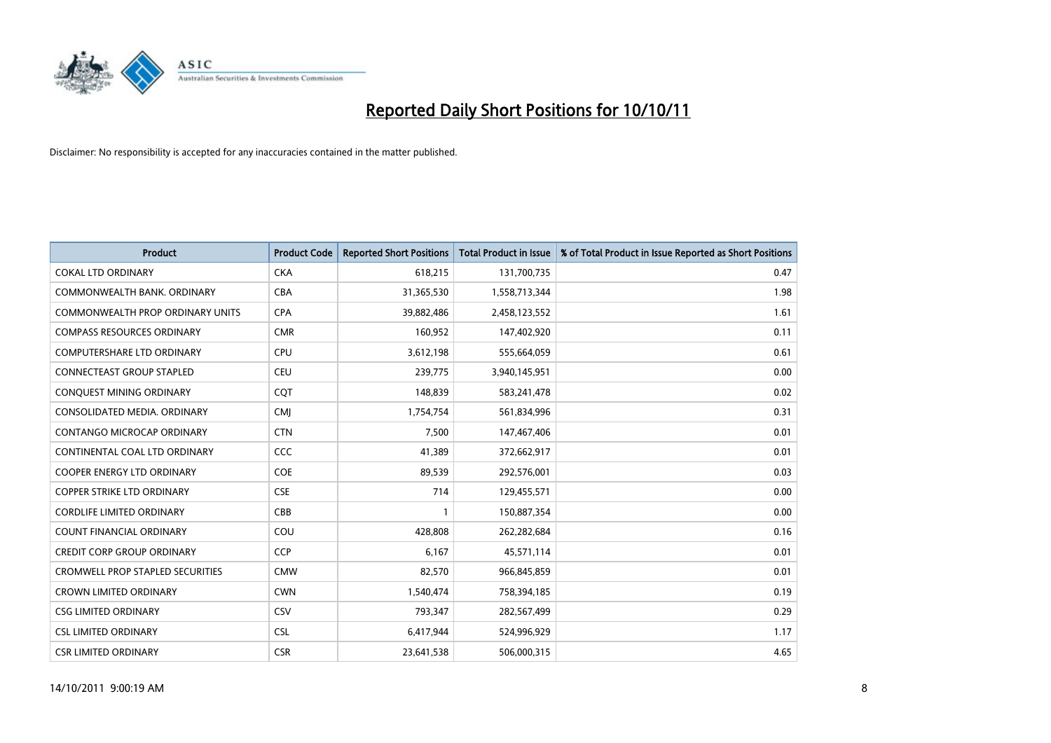# Reported Daily Short Positions for 10/10/11

Disclaimer: No responsibility is accepted for any inaccuracies contained in the matter published.

| Product | Product Code | Reported Short Positions | Total Product in Issue | % of Total Product in Issue Reported as Short Positions |
|---|---|---|---|---|
| COKAL LTD ORDINARY | CKA | 618,215 | 131,700,735 | 0.47 |
| COMMONWEALTH BANK. ORDINARY | CBA | 31,365,530 | 1,558,713,344 | 1.98 |
| COMMONWEALTH PROP ORDINARY UNITS | CPA | 39,882,486 | 2,458,123,552 | 1.61 |
| COMPASS RESOURCES ORDINARY | CMR | 160,952 | 147,402,920 | 0.11 |
| COMPUTERSHARE LTD ORDINARY | CPU | 3,612,198 | 555,664,059 | 0.61 |
| CONNECTEAST GROUP STAPLED | CEU | 239,775 | 3,940,145,951 | 0.00 |
| CONQUEST MINING ORDINARY | CQT | 148,839 | 583,241,478 | 0.02 |
| CONSOLIDATED MEDIA. ORDINARY | CMJ | 1,754,754 | 561,834,996 | 0.31 |
| CONTANGO MICROCAP ORDINARY | CTN | 7,500 | 147,467,406 | 0.01 |
| CONTINENTAL COAL LTD ORDINARY | CCC | 41,389 | 372,662,917 | 0.01 |
| COOPER ENERGY LTD ORDINARY | COE | 89,539 | 292,576,001 | 0.03 |
| COPPER STRIKE LTD ORDINARY | CSE | 714 | 129,455,571 | 0.00 |
| CORDLIFE LIMITED ORDINARY | CBB | 1 | 150,887,354 | 0.00 |
| COUNT FINANCIAL ORDINARY | COU | 428,808 | 262,282,684 | 0.16 |
| CREDIT CORP GROUP ORDINARY | CCP | 6,167 | 45,571,114 | 0.01 |
| CROMWELL PROP STAPLED SECURITIES | CMW | 82,570 | 966,845,859 | 0.01 |
| CROWN LIMITED ORDINARY | CWN | 1,540,474 | 758,394,185 | 0.19 |
| CSG LIMITED ORDINARY | CSV | 793,347 | 282,567,499 | 0.29 |
| CSL LIMITED ORDINARY | CSL | 6,417,944 | 524,996,929 | 1.17 |
| CSR LIMITED ORDINARY | CSR | 23,641,538 | 506,000,315 | 4.65 |

14/10/2011 9:00:19 AM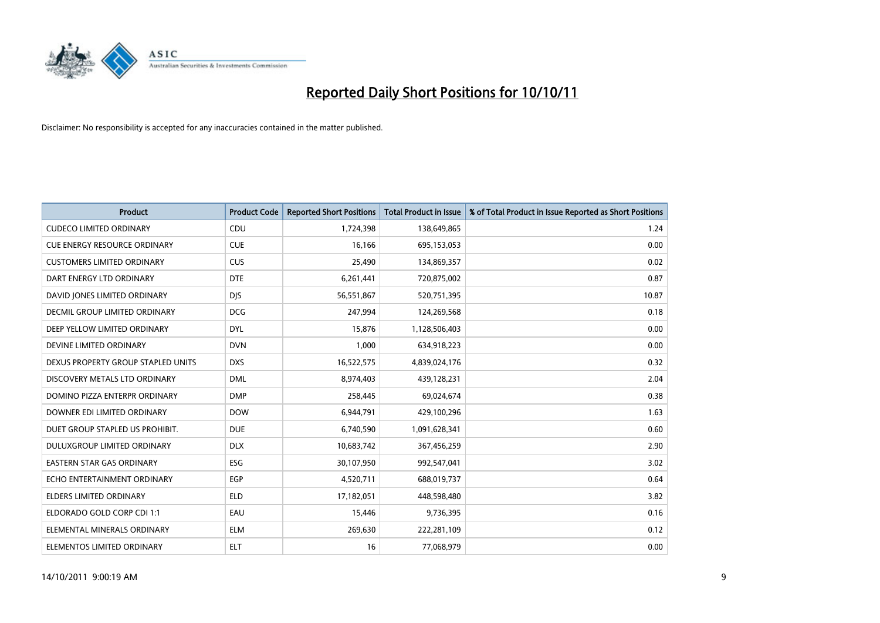# Reported Daily Short Positions for 10/10/11

Disclaimer: No responsibility is accepted for any inaccuracies contained in the matter published.

| Product | Product Code | Reported Short Positions | Total Product in Issue | % of Total Product in Issue Reported as Short Positions |
|---|---|---|---|---|
| CUDECO LIMITED ORDINARY | CDU | 1,724,398 | 138,649,865 | 1.24 |
| CUE ENERGY RESOURCE ORDINARY | CUE | 16,166 | 695,153,053 | 0.00 |
| CUSTOMERS LIMITED ORDINARY | CUS | 25,490 | 134,869,357 | 0.02 |
| DART ENERGY LTD ORDINARY | DTE | 6,261,441 | 720,875,002 | 0.87 |
| DAVID JONES LIMITED ORDINARY | DJS | 56,551,867 | 520,751,395 | 10.87 |
| DECMIL GROUP LIMITED ORDINARY | DCG | 247,994 | 124,269,568 | 0.18 |
| DEEP YELLOW LIMITED ORDINARY | DYL | 15,876 | 1,128,506,403 | 0.00 |
| DEVINE LIMITED ORDINARY | DVN | 1,000 | 634,918,223 | 0.00 |
| DEXUS PROPERTY GROUP STAPLED UNITS | DXS | 16,522,575 | 4,839,024,176 | 0.32 |
| DISCOVERY METALS LTD ORDINARY | DML | 8,974,403 | 439,128,231 | 2.04 |
| DOMINO PIZZA ENTERPR ORDINARY | DMP | 258,445 | 69,024,674 | 0.38 |
| DOWNER EDI LIMITED ORDINARY | DOW | 6,944,791 | 429,100,296 | 1.63 |
| DUET GROUP STAPLED US PROHIBIT. | DUE | 6,740,590 | 1,091,628,341 | 0.60 |
| DULUXGROUP LIMITED ORDINARY | DLX | 10,683,742 | 367,456,259 | 2.90 |
| EASTERN STAR GAS ORDINARY | ESG | 30,107,950 | 992,547,041 | 3.02 |
| ECHO ENTERTAINMENT ORDINARY | EGP | 4,520,711 | 688,019,737 | 0.64 |
| ELDERS LIMITED ORDINARY | ELD | 17,182,051 | 448,598,480 | 3.82 |
| ELDORADO GOLD CORP CDI 1:1 | EAU | 15,446 | 9,736,395 | 0.16 |
| ELEMENTAL MINERALS ORDINARY | ELM | 269,630 | 222,281,109 | 0.12 |
| ELEMENTOS LIMITED ORDINARY | ELT | 16 | 77,068,979 | 0.00 |

14/10/2011 9:00:19 AM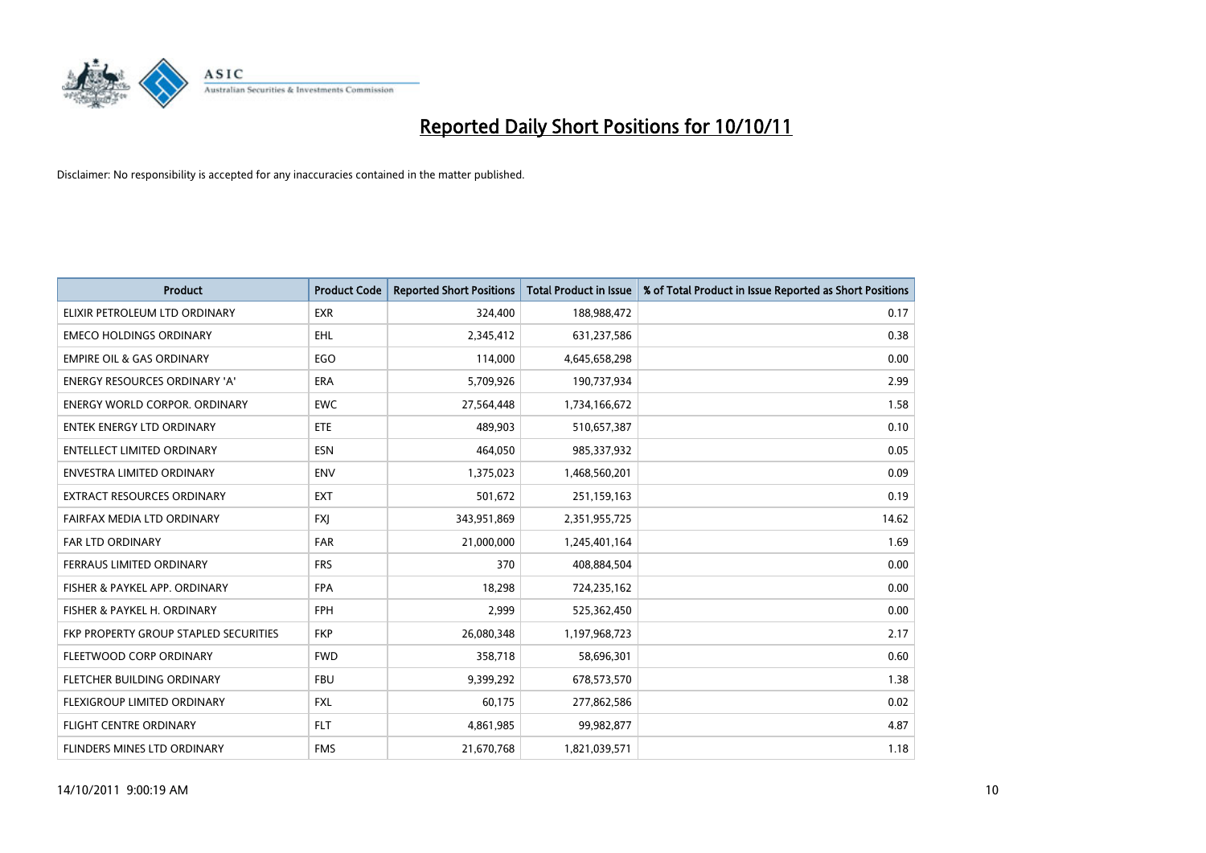# Reported Daily Short Positions for 10/10/11

Disclaimer: No responsibility is accepted for any inaccuracies contained in the matter published.

| Product | Product Code | Reported Short Positions | Total Product in Issue | % of Total Product in Issue Reported as Short Positions |
|---|---|---|---|---|
| ELIXIR PETROLEUM LTD ORDINARY | EXR | 324,400 | 188,988,472 | 0.17 |
| EMECO HOLDINGS ORDINARY | EHL | 2,345,412 | 631,237,586 | 0.38 |
| EMPIRE OIL & GAS ORDINARY | EGO | 114,000 | 4,645,658,298 | 0.00 |
| ENERGY RESOURCES ORDINARY 'A' | ERA | 5,709,926 | 190,737,934 | 2.99 |
| ENERGY WORLD CORPOR. ORDINARY | EWC | 27,564,448 | 1,734,166,672 | 1.58 |
| ENTEK ENERGY LTD ORDINARY | ETE | 489,903 | 510,657,387 | 0.10 |
| ENTELLECT LIMITED ORDINARY | ESN | 464,050 | 985,337,932 | 0.05 |
| ENVESTRA LIMITED ORDINARY | ENV | 1,375,023 | 1,468,560,201 | 0.09 |
| EXTRACT RESOURCES ORDINARY | EXT | 501,672 | 251,159,163 | 0.19 |
| FAIRFAX MEDIA LTD ORDINARY | FXJ | 343,951,869 | 2,351,955,725 | 14.62 |
| FAR LTD ORDINARY | FAR | 21,000,000 | 1,245,401,164 | 1.69 |
| FERRAUS LIMITED ORDINARY | FRS | 370 | 408,884,504 | 0.00 |
| FISHER & PAYKEL APP. ORDINARY | FPA | 18,298 | 724,235,162 | 0.00 |
| FISHER & PAYKEL H. ORDINARY | FPH | 2,999 | 525,362,450 | 0.00 |
| FKP PROPERTY GROUP STAPLED SECURITIES | FKP | 26,080,348 | 1,197,968,723 | 2.17 |
| FLEETWOOD CORP ORDINARY | FWD | 358,718 | 58,696,301 | 0.60 |
| FLETCHER BUILDING ORDINARY | FBU | 9,399,292 | 678,573,570 | 1.38 |
| FLEXIGROUP LIMITED ORDINARY | FXL | 60,175 | 277,862,586 | 0.02 |
| FLIGHT CENTRE ORDINARY | FLT | 4,861,985 | 99,982,877 | 4.87 |
| FLINDERS MINES LTD ORDINARY | FMS | 21,670,768 | 1,821,039,571 | 1.18 |

14/10/2011 9:00:19 AM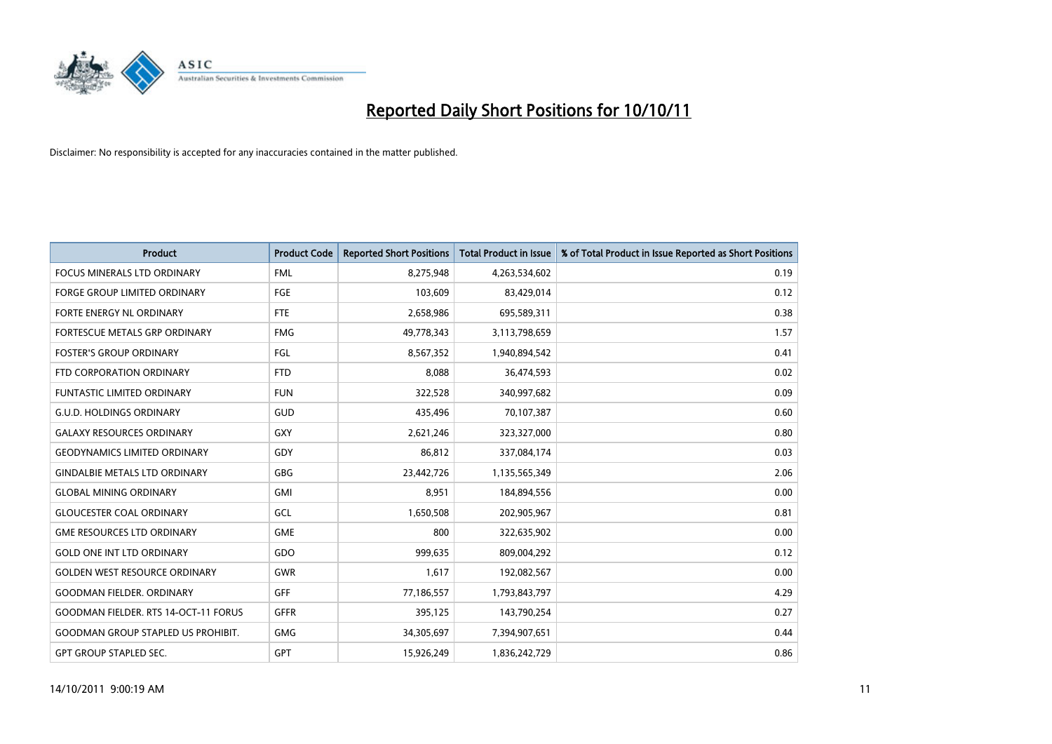# Reported Daily Short Positions for 10/10/11

Disclaimer: No responsibility is accepted for any inaccuracies contained in the matter published.

| Product | Product Code | Reported Short Positions | Total Product in Issue | % of Total Product in Issue Reported as Short Positions |
|---|---|---|---|---|
| FOCUS MINERALS LTD ORDINARY | FML | 8,275,948 | 4,263,534,602 | 0.19 |
| FORGE GROUP LIMITED ORDINARY | FGE | 103,609 | 83,429,014 | 0.12 |
| FORTE ENERGY NL ORDINARY | FTE | 2,658,986 | 695,589,311 | 0.38 |
| FORTESCUE METALS GRP ORDINARY | FMG | 49,778,343 | 3,113,798,659 | 1.57 |
| FOSTER'S GROUP ORDINARY | FGL | 8,567,352 | 1,940,894,542 | 0.41 |
| FTD CORPORATION ORDINARY | FTD | 8,088 | 36,474,593 | 0.02 |
| FUNTASTIC LIMITED ORDINARY | FUN | 322,528 | 340,997,682 | 0.09 |
| G.U.D. HOLDINGS ORDINARY | GUD | 435,496 | 70,107,387 | 0.60 |
| GALAXY RESOURCES ORDINARY | GXY | 2,621,246 | 323,327,000 | 0.80 |
| GEODYNAMICS LIMITED ORDINARY | GDY | 86,812 | 337,084,174 | 0.03 |
| GINDALBIE METALS LTD ORDINARY | GBG | 23,442,726 | 1,135,565,349 | 2.06 |
| GLOBAL MINING ORDINARY | GMI | 8,951 | 184,894,556 | 0.00 |
| GLOUCESTER COAL ORDINARY | GCL | 1,650,508 | 202,905,967 | 0.81 |
| GME RESOURCES LTD ORDINARY | GME | 800 | 322,635,902 | 0.00 |
| GOLD ONE INT LTD ORDINARY | GDO | 999,635 | 809,004,292 | 0.12 |
| GOLDEN WEST RESOURCE ORDINARY | GWR | 1,617 | 192,082,567 | 0.00 |
| GOODMAN FIELDER. ORDINARY | GFF | 77,186,557 | 1,793,843,797 | 4.29 |
| GOODMAN FIELDER. RTS 14-OCT-11 FORUS | GFFR | 395,125 | 143,790,254 | 0.27 |
| GOODMAN GROUP STAPLED US PROHIBIT. | GMG | 34,305,697 | 7,394,907,651 | 0.44 |
| GPT GROUP STAPLED SEC. | GPT | 15,926,249 | 1,836,242,729 | 0.86 |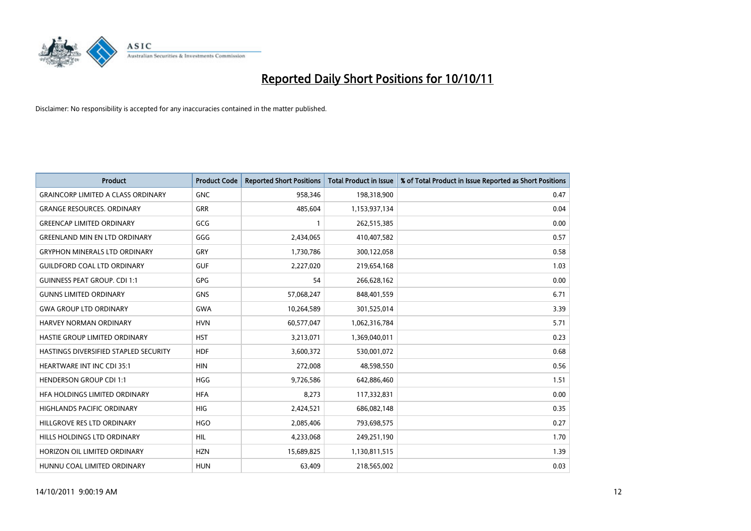# Reported Daily Short Positions for 10/10/11

Disclaimer: No responsibility is accepted for any inaccuracies contained in the matter published.

| Product | Product Code | Reported Short Positions | Total Product in Issue | % of Total Product in Issue Reported as Short Positions |
|---|---|---|---|---|
| GRAINCORP LIMITED A CLASS ORDINARY | GNC | 958,346 | 198,318,900 | 0.47 |
| GRANGE RESOURCES. ORDINARY | GRR | 485,604 | 1,153,937,134 | 0.04 |
| GREENCAP LIMITED ORDINARY | GCG | 1 | 262,515,385 | 0.00 |
| GREENLAND MIN EN LTD ORDINARY | GGG | 2,434,065 | 410,407,582 | 0.57 |
| GRYPHON MINERALS LTD ORDINARY | GRY | 1,730,786 | 300,122,058 | 0.58 |
| GUILDFORD COAL LTD ORDINARY | GUF | 2,227,020 | 219,654,168 | 1.03 |
| GUINNESS PEAT GROUP. CDI 1:1 | GPG | 54 | 266,628,162 | 0.00 |
| GUNNS LIMITED ORDINARY | GNS | 57,068,247 | 848,401,559 | 6.71 |
| GWA GROUP LTD ORDINARY | GWA | 10,264,589 | 301,525,014 | 3.39 |
| HARVEY NORMAN ORDINARY | HVN | 60,577,047 | 1,062,316,784 | 5.71 |
| HASTIE GROUP LIMITED ORDINARY | HST | 3,213,071 | 1,369,040,011 | 0.23 |
| HASTINGS DIVERSIFIED STAPLED SECURITY | HDF | 3,600,372 | 530,001,072 | 0.68 |
| HEARTWARE INT INC CDI 35:1 | HIN | 272,008 | 48,598,550 | 0.56 |
| HENDERSON GROUP CDI 1:1 | HGG | 9,726,586 | 642,886,460 | 1.51 |
| HFA HOLDINGS LIMITED ORDINARY | HFA | 8,273 | 117,332,831 | 0.00 |
| HIGHLANDS PACIFIC ORDINARY | HIG | 2,424,521 | 686,082,148 | 0.35 |
| HILLGROVE RES LTD ORDINARY | HGO | 2,085,406 | 793,698,575 | 0.27 |
| HILLS HOLDINGS LTD ORDINARY | HIL | 4,233,068 | 249,251,190 | 1.70 |
| HORIZON OIL LIMITED ORDINARY | HZN | 15,689,825 | 1,130,811,515 | 1.39 |
| HUNNU COAL LIMITED ORDINARY | HUN | 63,409 | 218,565,002 | 0.03 |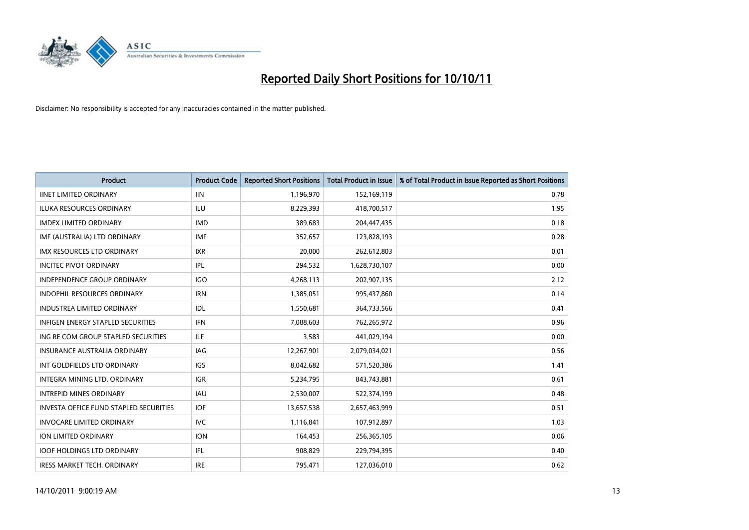# Reported Daily Short Positions for 10/10/11

Disclaimer: No responsibility is accepted for any inaccuracies contained in the matter published.

| Product | Product Code | Reported Short Positions | Total Product in Issue | % of Total Product in Issue Reported as Short Positions |
|---|---|---|---|---|
| IINET LIMITED ORDINARY | IIN | 1,196,970 | 152,169,119 | 0.78 |
| ILUKA RESOURCES ORDINARY | ILU | 8,229,393 | 418,700,517 | 1.95 |
| IMDEX LIMITED ORDINARY | IMD | 389,683 | 204,447,435 | 0.18 |
| IMF (AUSTRALIA) LTD ORDINARY | IMF | 352,657 | 123,828,193 | 0.28 |
| IMX RESOURCES LTD ORDINARY | IXR | 20,000 | 262,612,803 | 0.01 |
| INCITEC PIVOT ORDINARY | IPL | 294,532 | 1,628,730,107 | 0.00 |
| INDEPENDENCE GROUP ORDINARY | IGO | 4,268,113 | 202,907,135 | 2.12 |
| INDOPHIL RESOURCES ORDINARY | IRN | 1,385,051 | 995,437,860 | 0.14 |
| INDUSTREA LIMITED ORDINARY | IDL | 1,550,681 | 364,733,566 | 0.41 |
| INFIGEN ENERGY STAPLED SECURITIES | IFN | 7,088,603 | 762,265,972 | 0.96 |
| ING RE COM GROUP STAPLED SECURITIES | ILF | 3,583 | 441,029,194 | 0.00 |
| INSURANCE AUSTRALIA ORDINARY | IAG | 12,267,901 | 2,079,034,021 | 0.56 |
| INT GOLDFIELDS LTD ORDINARY | IGS | 8,042,682 | 571,520,386 | 1.41 |
| INTEGRA MINING LTD. ORDINARY | IGR | 5,234,795 | 843,743,881 | 0.61 |
| INTREPID MINES ORDINARY | IAU | 2,530,007 | 522,374,199 | 0.48 |
| INVESTA OFFICE FUND STAPLED SECURITIES | IOF | 13,657,538 | 2,657,463,999 | 0.51 |
| INVOCARE LIMITED ORDINARY | IVC | 1,116,841 | 107,912,897 | 1.03 |
| ION LIMITED ORDINARY | ION | 164,453 | 256,365,105 | 0.06 |
| IOOF HOLDINGS LTD ORDINARY | IFL | 908,829 | 229,794,395 | 0.40 |
| IRESS MARKET TECH. ORDINARY | IRE | 795,471 | 127,036,010 | 0.62 |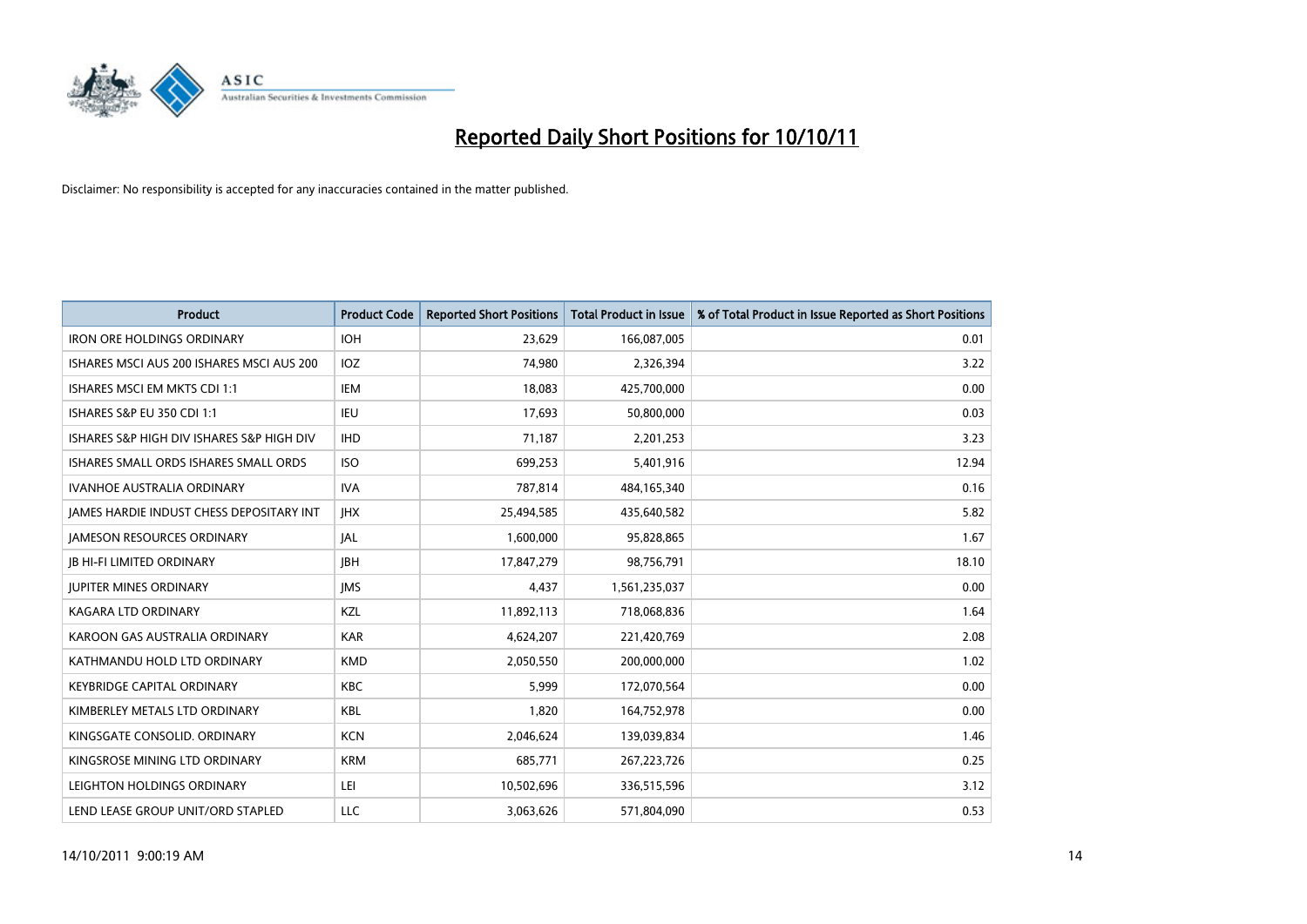# Reported Daily Short Positions for 10/10/11

Disclaimer: No responsibility is accepted for any inaccuracies contained in the matter published.

| Product | Product Code | Reported Short Positions | Total Product in Issue | % of Total Product in Issue Reported as Short Positions |
|---|---|---|---|---|
| IRON ORE HOLDINGS ORDINARY | IOH | 23,629 | 166,087,005 | 0.01 |
| ISHARES MSCI AUS 200 ISHARES MSCI AUS 200 | IOZ | 74,980 | 2,326,394 | 3.22 |
| ISHARES MSCI EM MKTS CDI 1:1 | IEM | 18,083 | 425,700,000 | 0.00 |
| ISHARES S&P EU 350 CDI 1:1 | IEU | 17,693 | 50,800,000 | 0.03 |
| ISHARES S&P HIGH DIV ISHARES S&P HIGH DIV | IHD | 71,187 | 2,201,253 | 3.23 |
| ISHARES SMALL ORDS ISHARES SMALL ORDS | ISO | 699,253 | 5,401,916 | 12.94 |
| IVANHOE AUSTRALIA ORDINARY | IVA | 787,814 | 484,165,340 | 0.16 |
| JAMES HARDIE INDUST CHESS DEPOSITARY INT | JHX | 25,494,585 | 435,640,582 | 5.82 |
| JAMESON RESOURCES ORDINARY | JAL | 1,600,000 | 95,828,865 | 1.67 |
| JB HI-FI LIMITED ORDINARY | JBH | 17,847,279 | 98,756,791 | 18.10 |
| JUPITER MINES ORDINARY | JMS | 4,437 | 1,561,235,037 | 0.00 |
| KAGARA LTD ORDINARY | KZL | 11,892,113 | 718,068,836 | 1.64 |
| KAROON GAS AUSTRALIA ORDINARY | KAR | 4,624,207 | 221,420,769 | 2.08 |
| KATHMANDU HOLD LTD ORDINARY | KMD | 2,050,550 | 200,000,000 | 1.02 |
| KEYBRIDGE CAPITAL ORDINARY | KBC | 5,999 | 172,070,564 | 0.00 |
| KIMBERLEY METALS LTD ORDINARY | KBL | 1,820 | 164,752,978 | 0.00 |
| KINGSGATE CONSOLID. ORDINARY | KCN | 2,046,624 | 139,039,834 | 1.46 |
| KINGSROSE MINING LTD ORDINARY | KRM | 685,771 | 267,223,726 | 0.25 |
| LEIGHTON HOLDINGS ORDINARY | LEI | 10,502,696 | 336,515,596 | 3.12 |
| LEND LEASE GROUP UNIT/ORD STAPLED | LLC | 3,063,626 | 571,804,090 | 0.53 |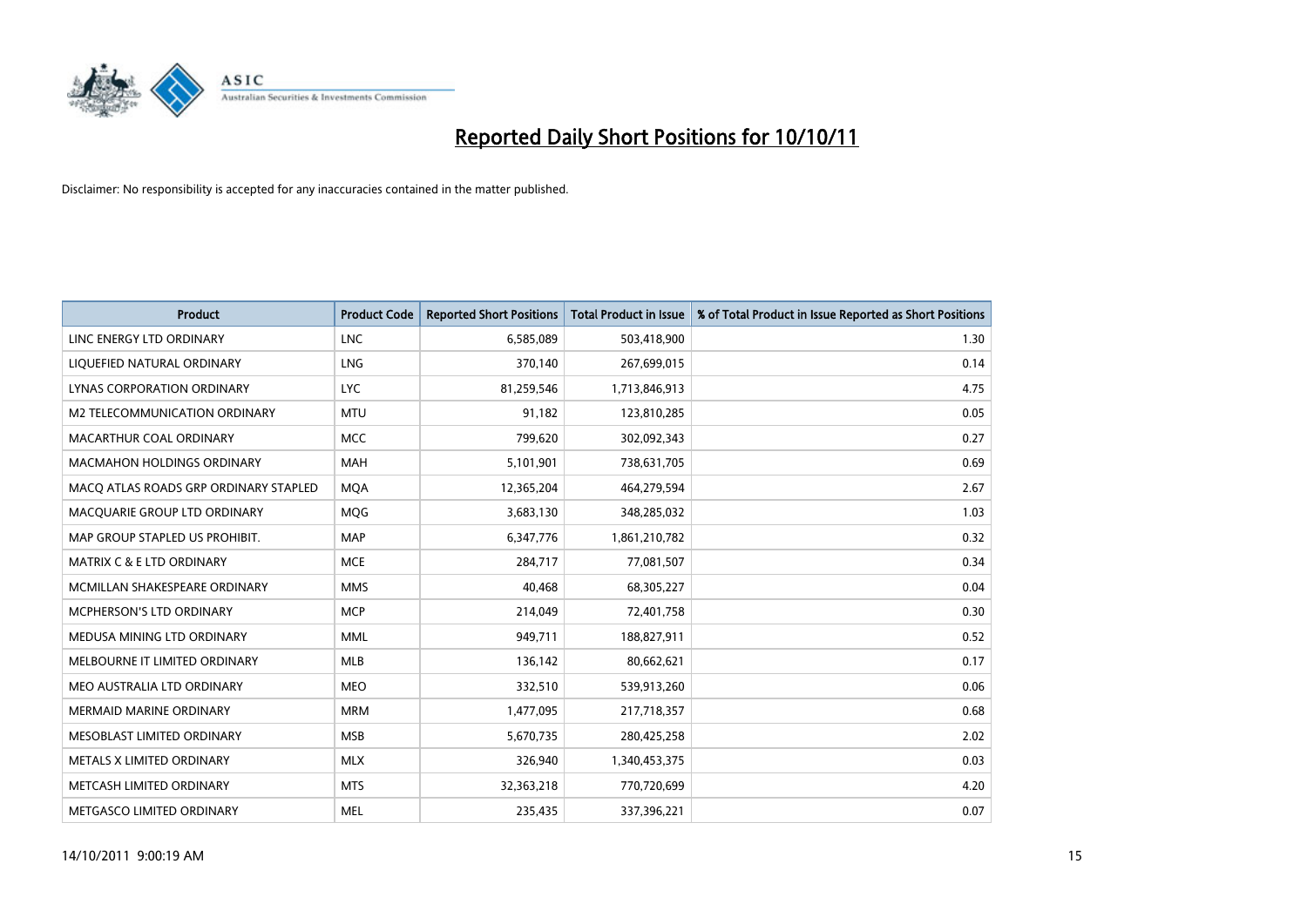# Reported Daily Short Positions for 10/10/11

Disclaimer: No responsibility is accepted for any inaccuracies contained in the matter published.

| Product | Product Code | Reported Short Positions | Total Product in Issue | % of Total Product in Issue Reported as Short Positions |
|---|---|---|---|---|
| LINC ENERGY LTD ORDINARY | LNC | 6,585,089 | 503,418,900 | 1.30 |
| LIQUEFIED NATURAL ORDINARY | LNG | 370,140 | 267,699,015 | 0.14 |
| LYNAS CORPORATION ORDINARY | LYC | 81,259,546 | 1,713,846,913 | 4.75 |
| M2 TELECOMMUNICATION ORDINARY | MTU | 91,182 | 123,810,285 | 0.05 |
| MACARTHUR COAL ORDINARY | MCC | 799,620 | 302,092,343 | 0.27 |
| MACMAHON HOLDINGS ORDINARY | MAH | 5,101,901 | 738,631,705 | 0.69 |
| MACQ ATLAS ROADS GRP ORDINARY STAPLED | MQA | 12,365,204 | 464,279,594 | 2.67 |
| MACQUARIE GROUP LTD ORDINARY | MQG | 3,683,130 | 348,285,032 | 1.03 |
| MAP GROUP STAPLED US PROHIBIT. | MAP | 6,347,776 | 1,861,210,782 | 0.32 |
| MATRIX C & E LTD ORDINARY | MCE | 284,717 | 77,081,507 | 0.34 |
| MCMILLAN SHAKESPEARE ORDINARY | MMS | 40,468 | 68,305,227 | 0.04 |
| MCPHERSON'S LTD ORDINARY | MCP | 214,049 | 72,401,758 | 0.30 |
| MEDUSA MINING LTD ORDINARY | MML | 949,711 | 188,827,911 | 0.52 |
| MELBOURNE IT LIMITED ORDINARY | MLB | 136,142 | 80,662,621 | 0.17 |
| MEO AUSTRALIA LTD ORDINARY | MEO | 332,510 | 539,913,260 | 0.06 |
| MERMAID MARINE ORDINARY | MRM | 1,477,095 | 217,718,357 | 0.68 |
| MESOBLAST LIMITED ORDINARY | MSB | 5,670,735 | 280,425,258 | 2.02 |
| METALS X LIMITED ORDINARY | MLX | 326,940 | 1,340,453,375 | 0.03 |
| METCASH LIMITED ORDINARY | MTS | 32,363,218 | 770,720,699 | 4.20 |
| METGASCO LIMITED ORDINARY | MEL | 235,435 | 337,396,221 | 0.07 |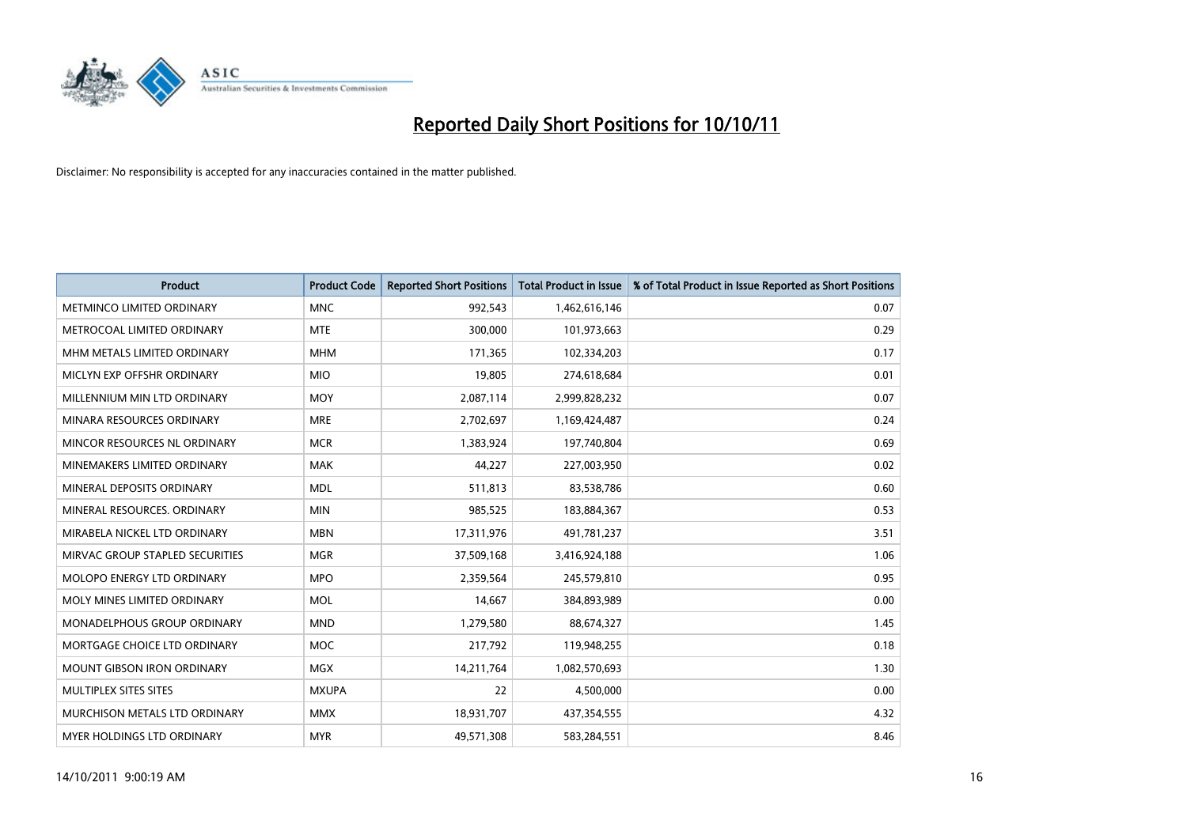# Reported Daily Short Positions for 10/10/11

Disclaimer: No responsibility is accepted for any inaccuracies contained in the matter published.

| Product | Product Code | Reported Short Positions | Total Product in Issue | % of Total Product in Issue Reported as Short Positions |
|---|---|---|---|---|
| METMINCO LIMITED ORDINARY | MNC | 992,543 | 1,462,616,146 | 0.07 |
| METROCOAL LIMITED ORDINARY | MTE | 300,000 | 101,973,663 | 0.29 |
| MHM METALS LIMITED ORDINARY | MHM | 171,365 | 102,334,203 | 0.17 |
| MICLYN EXP OFFSHR ORDINARY | MIO | 19,805 | 274,618,684 | 0.01 |
| MILLENNIUM MIN LTD ORDINARY | MOY | 2,087,114 | 2,999,828,232 | 0.07 |
| MINARA RESOURCES ORDINARY | MRE | 2,702,697 | 1,169,424,487 | 0.24 |
| MINCOR RESOURCES NL ORDINARY | MCR | 1,383,924 | 197,740,804 | 0.69 |
| MINEMAKERS LIMITED ORDINARY | MAK | 44,227 | 227,003,950 | 0.02 |
| MINERAL DEPOSITS ORDINARY | MDL | 511,813 | 83,538,786 | 0.60 |
| MINERAL RESOURCES. ORDINARY | MIN | 985,525 | 183,884,367 | 0.53 |
| MIRABELA NICKEL LTD ORDINARY | MBN | 17,311,976 | 491,781,237 | 3.51 |
| MIRVAC GROUP STAPLED SECURITIES | MGR | 37,509,168 | 3,416,924,188 | 1.06 |
| MOLOPO ENERGY LTD ORDINARY | MPO | 2,359,564 | 245,579,810 | 0.95 |
| MOLY MINES LIMITED ORDINARY | MOL | 14,667 | 384,893,989 | 0.00 |
| MONADELPHOUS GROUP ORDINARY | MND | 1,279,580 | 88,674,327 | 1.45 |
| MORTGAGE CHOICE LTD ORDINARY | MOC | 217,792 | 119,948,255 | 0.18 |
| MOUNT GIBSON IRON ORDINARY | MGX | 14,211,764 | 1,082,570,693 | 1.30 |
| MULTIPLEX SITES SITES | MXUPA | 22 | 4,500,000 | 0.00 |
| MURCHISON METALS LTD ORDINARY | MMX | 18,931,707 | 437,354,555 | 4.32 |
| MYER HOLDINGS LTD ORDINARY | MYR | 49,571,308 | 583,284,551 | 8.46 |

14/10/2011 9:00:19 AM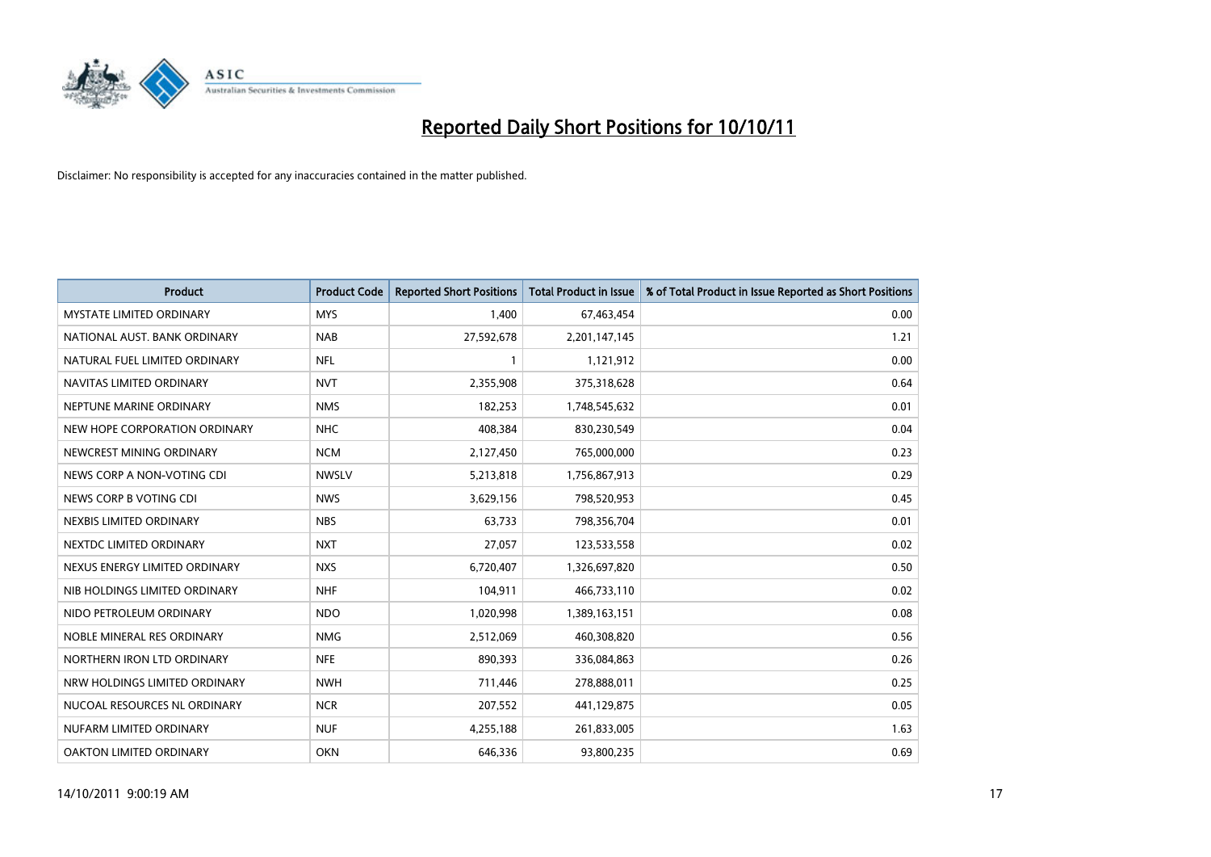# Reported Daily Short Positions for 10/10/11

Disclaimer: No responsibility is accepted for any inaccuracies contained in the matter published.

| Product | Product Code | Reported Short Positions | Total Product in Issue | % of Total Product in Issue Reported as Short Positions |
|---|---|---|---|---|
| MYSTATE LIMITED ORDINARY | MYS | 1,400 | 67,463,454 | 0.00 |
| NATIONAL AUST. BANK ORDINARY | NAB | 27,592,678 | 2,201,147,145 | 1.21 |
| NATURAL FUEL LIMITED ORDINARY | NFL | 1 | 1,121,912 | 0.00 |
| NAVITAS LIMITED ORDINARY | NVT | 2,355,908 | 375,318,628 | 0.64 |
| NEPTUNE MARINE ORDINARY | NMS | 182,253 | 1,748,545,632 | 0.01 |
| NEW HOPE CORPORATION ORDINARY | NHC | 408,384 | 830,230,549 | 0.04 |
| NEWCREST MINING ORDINARY | NCM | 2,127,450 | 765,000,000 | 0.23 |
| NEWS CORP A NON-VOTING CDI | NWSLV | 5,213,818 | 1,756,867,913 | 0.29 |
| NEWS CORP B VOTING CDI | NWS | 3,629,156 | 798,520,953 | 0.45 |
| NEXBIS LIMITED ORDINARY | NBS | 63,733 | 798,356,704 | 0.01 |
| NEXTDC LIMITED ORDINARY | NXT | 27,057 | 123,533,558 | 0.02 |
| NEXUS ENERGY LIMITED ORDINARY | NXS | 6,720,407 | 1,326,697,820 | 0.50 |
| NIB HOLDINGS LIMITED ORDINARY | NHF | 104,911 | 466,733,110 | 0.02 |
| NIDO PETROLEUM ORDINARY | NDO | 1,020,998 | 1,389,163,151 | 0.08 |
| NOBLE MINERAL RES ORDINARY | NMG | 2,512,069 | 460,308,820 | 0.56 |
| NORTHERN IRON LTD ORDINARY | NFE | 890,393 | 336,084,863 | 0.26 |
| NRW HOLDINGS LIMITED ORDINARY | NWH | 711,446 | 278,888,011 | 0.25 |
| NUCOAL RESOURCES NL ORDINARY | NCR | 207,552 | 441,129,875 | 0.05 |
| NUFARM LIMITED ORDINARY | NUF | 4,255,188 | 261,833,005 | 1.63 |
| OAKTON LIMITED ORDINARY | OKN | 646,336 | 93,800,235 | 0.69 |

14/10/2011 9:00:19 AM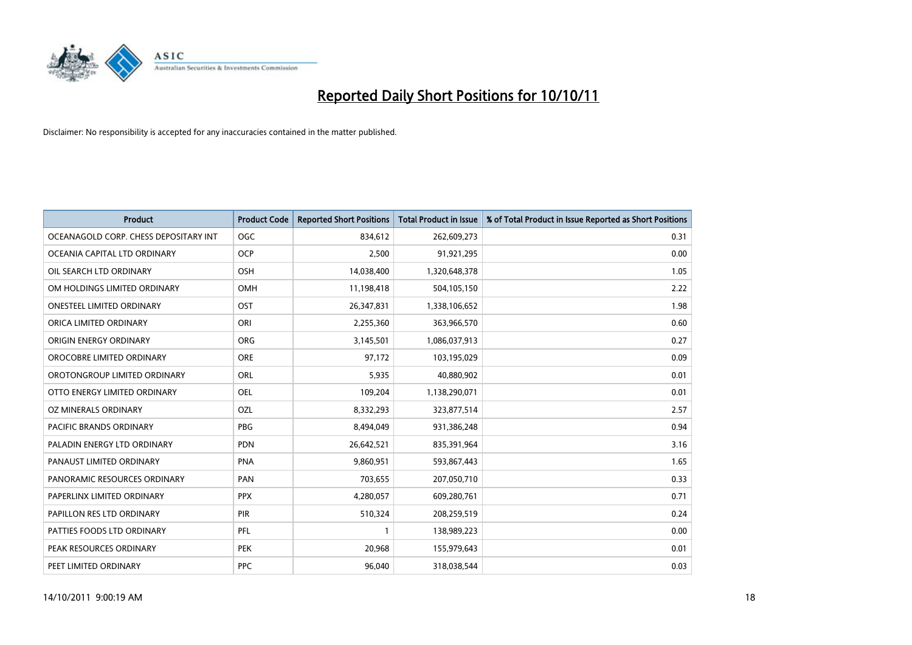# Reported Daily Short Positions for 10/10/11

Disclaimer: No responsibility is accepted for any inaccuracies contained in the matter published.

| Product | Product Code | Reported Short Positions | Total Product in Issue | % of Total Product in Issue Reported as Short Positions |
|---|---|---|---|---|
| OCEANAGOLD CORP. CHESS DEPOSITARY INT | OGC | 834,612 | 262,609,273 | 0.31 |
| OCEANIA CAPITAL LTD ORDINARY | OCP | 2,500 | 91,921,295 | 0.00 |
| OIL SEARCH LTD ORDINARY | OSH | 14,038,400 | 1,320,648,378 | 1.05 |
| OM HOLDINGS LIMITED ORDINARY | OMH | 11,198,418 | 504,105,150 | 2.22 |
| ONESTEEL LIMITED ORDINARY | OST | 26,347,831 | 1,338,106,652 | 1.98 |
| ORICA LIMITED ORDINARY | ORI | 2,255,360 | 363,966,570 | 0.60 |
| ORIGIN ENERGY ORDINARY | ORG | 3,145,501 | 1,086,037,913 | 0.27 |
| OROCOBRE LIMITED ORDINARY | ORE | 97,172 | 103,195,029 | 0.09 |
| OROTONGROUP LIMITED ORDINARY | ORL | 5,935 | 40,880,902 | 0.01 |
| OTTO ENERGY LIMITED ORDINARY | OEL | 109,204 | 1,138,290,071 | 0.01 |
| OZ MINERALS ORDINARY | OZL | 8,332,293 | 323,877,514 | 2.57 |
| PACIFIC BRANDS ORDINARY | PBG | 8,494,049 | 931,386,248 | 0.94 |
| PALADIN ENERGY LTD ORDINARY | PDN | 26,642,521 | 835,391,964 | 3.16 |
| PANAUST LIMITED ORDINARY | PNA | 9,860,951 | 593,867,443 | 1.65 |
| PANORAMIC RESOURCES ORDINARY | PAN | 703,655 | 207,050,710 | 0.33 |
| PAPERLINX LIMITED ORDINARY | PPX | 4,280,057 | 609,280,761 | 0.71 |
| PAPILLON RES LTD ORDINARY | PIR | 510,324 | 208,259,519 | 0.24 |
| PATTIES FOODS LTD ORDINARY | PFL | 1 | 138,989,223 | 0.00 |
| PEAK RESOURCES ORDINARY | PEK | 20,968 | 155,979,643 | 0.01 |
| PEET LIMITED ORDINARY | PPC | 96,040 | 318,038,544 | 0.03 |

14/10/2011 9:00:19 AM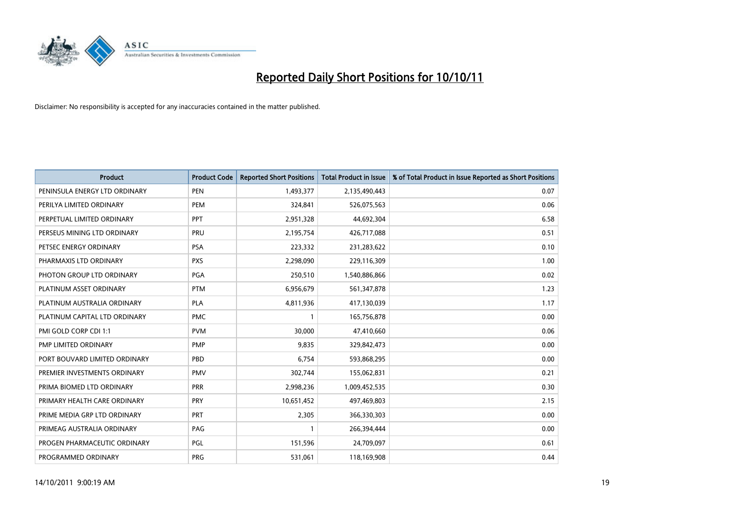# Reported Daily Short Positions for 10/10/11

Disclaimer: No responsibility is accepted for any inaccuracies contained in the matter published.

| Product | Product Code | Reported Short Positions | Total Product in Issue | % of Total Product in Issue Reported as Short Positions |
|---|---|---|---|---|
| PENINSULA ENERGY LTD ORDINARY | PEN | 1,493,377 | 2,135,490,443 | 0.07 |
| PERILYA LIMITED ORDINARY | PEM | 324,841 | 526,075,563 | 0.06 |
| PERPETUAL LIMITED ORDINARY | PPT | 2,951,328 | 44,692,304 | 6.58 |
| PERSEUS MINING LTD ORDINARY | PRU | 2,195,754 | 426,717,088 | 0.51 |
| PETSEC ENERGY ORDINARY | PSA | 223,332 | 231,283,622 | 0.10 |
| PHARMAXIS LTD ORDINARY | PXS | 2,298,090 | 229,116,309 | 1.00 |
| PHOTON GROUP LTD ORDINARY | PGA | 250,510 | 1,540,886,866 | 0.02 |
| PLATINUM ASSET ORDINARY | PTM | 6,956,679 | 561,347,878 | 1.23 |
| PLATINUM AUSTRALIA ORDINARY | PLA | 4,811,936 | 417,130,039 | 1.17 |
| PLATINUM CAPITAL LTD ORDINARY | PMC | 1 | 165,756,878 | 0.00 |
| PMI GOLD CORP CDI 1:1 | PVM | 30,000 | 47,410,660 | 0.06 |
| PMP LIMITED ORDINARY | PMP | 9,835 | 329,842,473 | 0.00 |
| PORT BOUVARD LIMITED ORDINARY | PBD | 6,754 | 593,868,295 | 0.00 |
| PREMIER INVESTMENTS ORDINARY | PMV | 302,744 | 155,062,831 | 0.21 |
| PRIMA BIOMED LTD ORDINARY | PRR | 2,998,236 | 1,009,452,535 | 0.30 |
| PRIMARY HEALTH CARE ORDINARY | PRY | 10,651,452 | 497,469,803 | 2.15 |
| PRIME MEDIA GRP LTD ORDINARY | PRT | 2,305 | 366,330,303 | 0.00 |
| PRIMEAG AUSTRALIA ORDINARY | PAG | 1 | 266,394,444 | 0.00 |
| PROGEN PHARMACEUTIC ORDINARY | PGL | 151,596 | 24,709,097 | 0.61 |
| PROGRAMMED ORDINARY | PRG | 531,061 | 118,169,908 | 0.44 |

14/10/2011 9:00:19 AM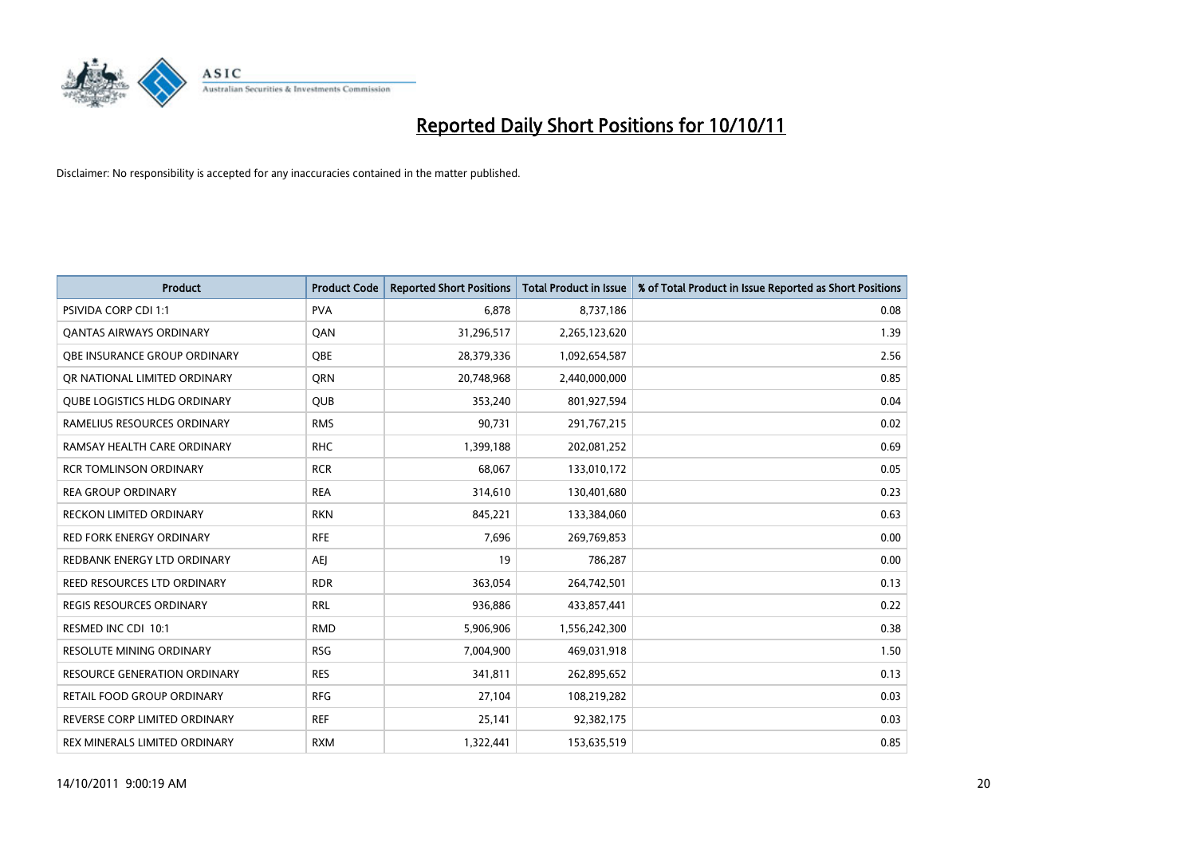# Reported Daily Short Positions for 10/10/11

Disclaimer: No responsibility is accepted for any inaccuracies contained in the matter published.

| Product | Product Code | Reported Short Positions | Total Product in Issue | % of Total Product in Issue Reported as Short Positions |
|---|---|---|---|---|
| PSIVIDA CORP CDI 1:1 | PVA | 6,878 | 8,737,186 | 0.08 |
| QANTAS AIRWAYS ORDINARY | QAN | 31,296,517 | 2,265,123,620 | 1.39 |
| QBE INSURANCE GROUP ORDINARY | QBE | 28,379,336 | 1,092,654,587 | 2.56 |
| QR NATIONAL LIMITED ORDINARY | QRN | 20,748,968 | 2,440,000,000 | 0.85 |
| QUBE LOGISTICS HLDG ORDINARY | QUB | 353,240 | 801,927,594 | 0.04 |
| RAMELIUS RESOURCES ORDINARY | RMS | 90,731 | 291,767,215 | 0.02 |
| RAMSAY HEALTH CARE ORDINARY | RHC | 1,399,188 | 202,081,252 | 0.69 |
| RCR TOMLINSON ORDINARY | RCR | 68,067 | 133,010,172 | 0.05 |
| REA GROUP ORDINARY | REA | 314,610 | 130,401,680 | 0.23 |
| RECKON LIMITED ORDINARY | RKN | 845,221 | 133,384,060 | 0.63 |
| RED FORK ENERGY ORDINARY | RFE | 7,696 | 269,769,853 | 0.00 |
| REDBANK ENERGY LTD ORDINARY | AEJ | 19 | 786,287 | 0.00 |
| REED RESOURCES LTD ORDINARY | RDR | 363,054 | 264,742,501 | 0.13 |
| REGIS RESOURCES ORDINARY | RRL | 936,886 | 433,857,441 | 0.22 |
| RESMED INC CDI 10:1 | RMD | 5,906,906 | 1,556,242,300 | 0.38 |
| RESOLUTE MINING ORDINARY | RSG | 7,004,900 | 469,031,918 | 1.50 |
| RESOURCE GENERATION ORDINARY | RES | 341,811 | 262,895,652 | 0.13 |
| RETAIL FOOD GROUP ORDINARY | RFG | 27,104 | 108,219,282 | 0.03 |
| REVERSE CORP LIMITED ORDINARY | REF | 25,141 | 92,382,175 | 0.03 |
| REX MINERALS LIMITED ORDINARY | RXM | 1,322,441 | 153,635,519 | 0.85 |

14/10/2011 9:00:19 AM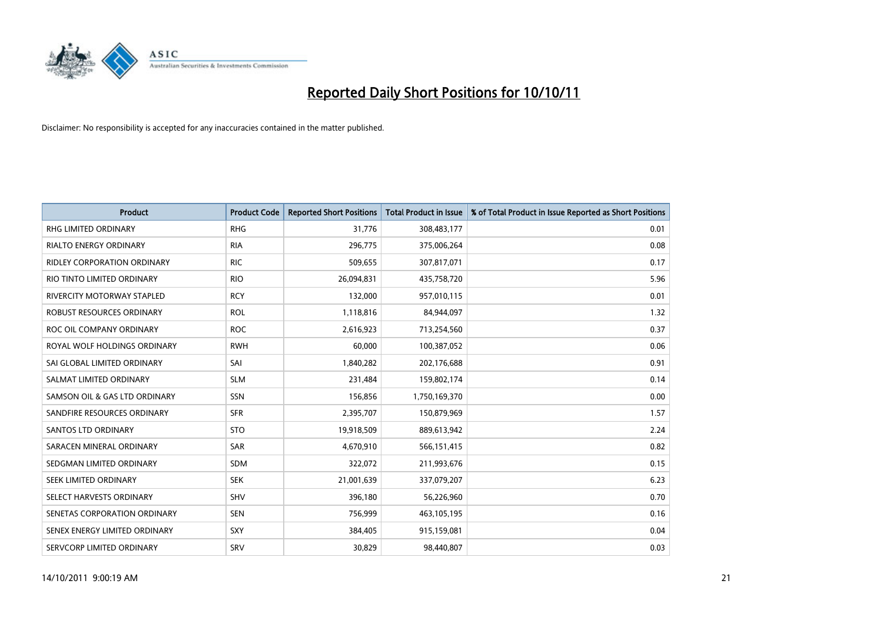# Reported Daily Short Positions for 10/10/11

Disclaimer: No responsibility is accepted for any inaccuracies contained in the matter published.

| Product | Product Code | Reported Short Positions | Total Product in Issue | % of Total Product in Issue Reported as Short Positions |
|---|---|---|---|---|
| RHG LIMITED ORDINARY | RHG | 31,776 | 308,483,177 | 0.01 |
| RIALTO ENERGY ORDINARY | RIA | 296,775 | 375,006,264 | 0.08 |
| RIDLEY CORPORATION ORDINARY | RIC | 509,655 | 307,817,071 | 0.17 |
| RIO TINTO LIMITED ORDINARY | RIO | 26,094,831 | 435,758,720 | 5.96 |
| RIVERCITY MOTORWAY STAPLED | RCY | 132,000 | 957,010,115 | 0.01 |
| ROBUST RESOURCES ORDINARY | ROL | 1,118,816 | 84,944,097 | 1.32 |
| ROC OIL COMPANY ORDINARY | ROC | 2,616,923 | 713,254,560 | 0.37 |
| ROYAL WOLF HOLDINGS ORDINARY | RWH | 60,000 | 100,387,052 | 0.06 |
| SAI GLOBAL LIMITED ORDINARY | SAI | 1,840,282 | 202,176,688 | 0.91 |
| SALMAT LIMITED ORDINARY | SLM | 231,484 | 159,802,174 | 0.14 |
| SAMSON OIL & GAS LTD ORDINARY | SSN | 156,856 | 1,750,169,370 | 0.00 |
| SANDFIRE RESOURCES ORDINARY | SFR | 2,395,707 | 150,879,969 | 1.57 |
| SANTOS LTD ORDINARY | STO | 19,918,509 | 889,613,942 | 2.24 |
| SARACEN MINERAL ORDINARY | SAR | 4,670,910 | 566,151,415 | 0.82 |
| SEDGMAN LIMITED ORDINARY | SDM | 322,072 | 211,993,676 | 0.15 |
| SEEK LIMITED ORDINARY | SEK | 21,001,639 | 337,079,207 | 6.23 |
| SELECT HARVESTS ORDINARY | SHV | 396,180 | 56,226,960 | 0.70 |
| SENETAS CORPORATION ORDINARY | SEN | 756,999 | 463,105,195 | 0.16 |
| SENEX ENERGY LIMITED ORDINARY | SXY | 384,405 | 915,159,081 | 0.04 |
| SERVCORP LIMITED ORDINARY | SRV | 30,829 | 98,440,807 | 0.03 |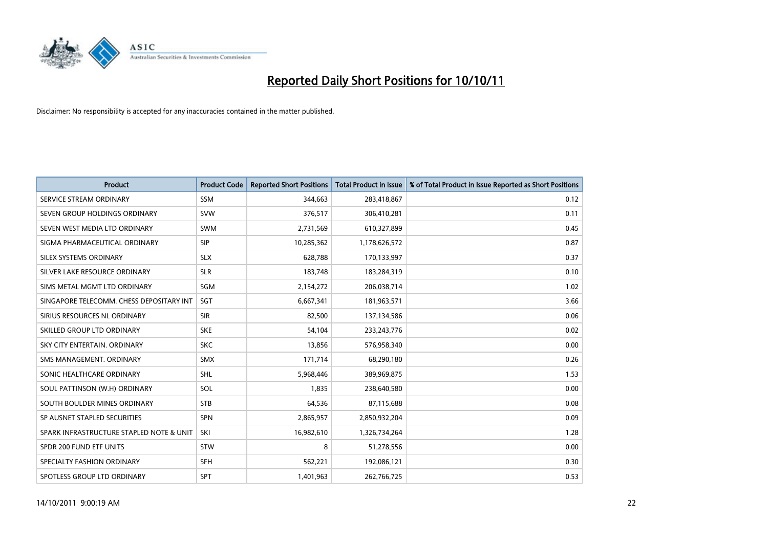# Reported Daily Short Positions for 10/10/11

Disclaimer: No responsibility is accepted for any inaccuracies contained in the matter published.

| Product | Product Code | Reported Short Positions | Total Product in Issue | % of Total Product in Issue Reported as Short Positions |
|---|---|---|---|---|
| SERVICE STREAM ORDINARY | SSM | 344,663 | 283,418,867 | 0.12 |
| SEVEN GROUP HOLDINGS ORDINARY | SVW | 376,517 | 306,410,281 | 0.11 |
| SEVEN WEST MEDIA LTD ORDINARY | SWM | 2,731,569 | 610,327,899 | 0.45 |
| SIGMA PHARMACEUTICAL ORDINARY | SIP | 10,285,362 | 1,178,626,572 | 0.87 |
| SILEX SYSTEMS ORDINARY | SLX | 628,788 | 170,133,997 | 0.37 |
| SILVER LAKE RESOURCE ORDINARY | SLR | 183,748 | 183,284,319 | 0.10 |
| SIMS METAL MGMT LTD ORDINARY | SGM | 2,154,272 | 206,038,714 | 1.02 |
| SINGAPORE TELECOMM. CHESS DEPOSITARY INT | SGT | 6,667,341 | 181,963,571 | 3.66 |
| SIRIUS RESOURCES NL ORDINARY | SIR | 82,500 | 137,134,586 | 0.06 |
| SKILLED GROUP LTD ORDINARY | SKE | 54,104 | 233,243,776 | 0.02 |
| SKY CITY ENTERTAIN. ORDINARY | SKC | 13,856 | 576,958,340 | 0.00 |
| SMS MANAGEMENT. ORDINARY | SMX | 171,714 | 68,290,180 | 0.26 |
| SONIC HEALTHCARE ORDINARY | SHL | 5,968,446 | 389,969,875 | 1.53 |
| SOUL PATTINSON (W.H) ORDINARY | SOL | 1,835 | 238,640,580 | 0.00 |
| SOUTH BOULDER MINES ORDINARY | STB | 64,536 | 87,115,688 | 0.08 |
| SP AUSNET STAPLED SECURITIES | SPN | 2,865,957 | 2,850,932,204 | 0.09 |
| SPARK INFRASTRUCTURE STAPLED NOTE & UNIT | SKI | 16,982,610 | 1,326,734,264 | 1.28 |
| SPDR 200 FUND ETF UNITS | STW | 8 | 51,278,556 | 0.00 |
| SPECIALTY FASHION ORDINARY | SFH | 562,221 | 192,086,121 | 0.30 |
| SPOTLESS GROUP LTD ORDINARY | SPT | 1,401,963 | 262,766,725 | 0.53 |

14/10/2011 9:00:19 AM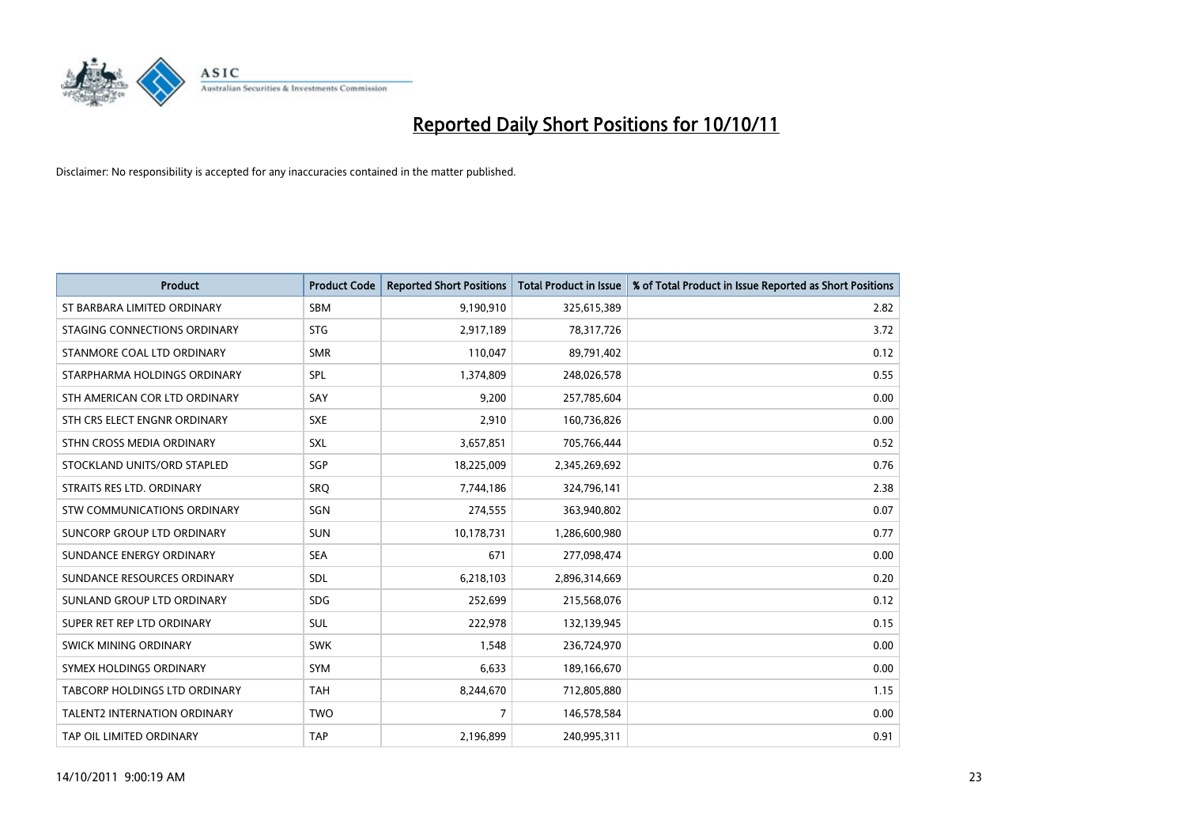# Reported Daily Short Positions for 10/10/11

Disclaimer: No responsibility is accepted for any inaccuracies contained in the matter published.

| Product | Product Code | Reported Short Positions | Total Product in Issue | % of Total Product in Issue Reported as Short Positions |
|---|---|---|---|---|
| ST BARBARA LIMITED ORDINARY | SBM | 9,190,910 | 325,615,389 | 2.82 |
| STAGING CONNECTIONS ORDINARY | STG | 2,917,189 | 78,317,726 | 3.72 |
| STANMORE COAL LTD ORDINARY | SMR | 110,047 | 89,791,402 | 0.12 |
| STARPHARMA HOLDINGS ORDINARY | SPL | 1,374,809 | 248,026,578 | 0.55 |
| STH AMERICAN COR LTD ORDINARY | SAY | 9,200 | 257,785,604 | 0.00 |
| STH CRS ELECT ENGNR ORDINARY | SXE | 2,910 | 160,736,826 | 0.00 |
| STHN CROSS MEDIA ORDINARY | SXL | 3,657,851 | 705,766,444 | 0.52 |
| STOCKLAND UNITS/ORD STAPLED | SGP | 18,225,009 | 2,345,269,692 | 0.76 |
| STRAITS RES LTD. ORDINARY | SRQ | 7,744,186 | 324,796,141 | 2.38 |
| STW COMMUNICATIONS ORDINARY | SGN | 274,555 | 363,940,802 | 0.07 |
| SUNCORP GROUP LTD ORDINARY | SUN | 10,178,731 | 1,286,600,980 | 0.77 |
| SUNDANCE ENERGY ORDINARY | SEA | 671 | 277,098,474 | 0.00 |
| SUNDANCE RESOURCES ORDINARY | SDL | 6,218,103 | 2,896,314,669 | 0.20 |
| SUNLAND GROUP LTD ORDINARY | SDG | 252,699 | 215,568,076 | 0.12 |
| SUPER RET REP LTD ORDINARY | SUL | 222,978 | 132,139,945 | 0.15 |
| SWICK MINING ORDINARY | SWK | 1,548 | 236,724,970 | 0.00 |
| SYMEX HOLDINGS ORDINARY | SYM | 6,633 | 189,166,670 | 0.00 |
| TABCORP HOLDINGS LTD ORDINARY | TAH | 8,244,670 | 712,805,880 | 1.15 |
| TALENT2 INTERNATION ORDINARY | TWO | 7 | 146,578,584 | 0.00 |
| TAP OIL LIMITED ORDINARY | TAP | 2,196,899 | 240,995,311 | 0.91 |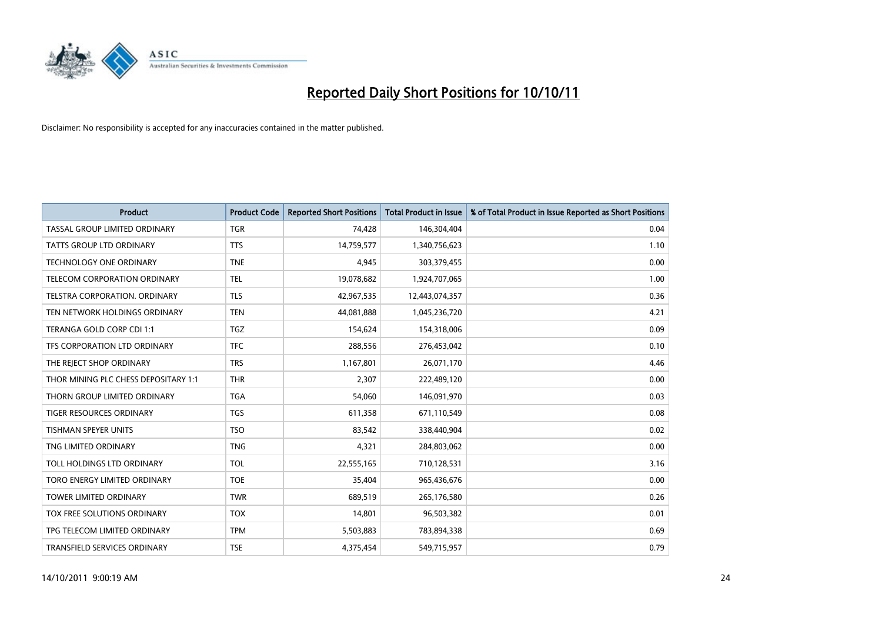# Reported Daily Short Positions for 10/10/11

Disclaimer: No responsibility is accepted for any inaccuracies contained in the matter published.

| Product | Product Code | Reported Short Positions | Total Product in Issue | % of Total Product in Issue Reported as Short Positions |
|---|---|---|---|---|
| TASSAL GROUP LIMITED ORDINARY | TGR | 74,428 | 146,304,404 | 0.04 |
| TATTS GROUP LTD ORDINARY | TTS | 14,759,577 | 1,340,756,623 | 1.10 |
| TECHNOLOGY ONE ORDINARY | TNE | 4,945 | 303,379,455 | 0.00 |
| TELECOM CORPORATION ORDINARY | TEL | 19,078,682 | 1,924,707,065 | 1.00 |
| TELSTRA CORPORATION. ORDINARY | TLS | 42,967,535 | 12,443,074,357 | 0.36 |
| TEN NETWORK HOLDINGS ORDINARY | TEN | 44,081,888 | 1,045,236,720 | 4.21 |
| TERANGA GOLD CORP CDI 1:1 | TGZ | 154,624 | 154,318,006 | 0.09 |
| TFS CORPORATION LTD ORDINARY | TFC | 288,556 | 276,453,042 | 0.10 |
| THE REJECT SHOP ORDINARY | TRS | 1,167,801 | 26,071,170 | 4.46 |
| THOR MINING PLC CHESS DEPOSITARY 1:1 | THR | 2,307 | 222,489,120 | 0.00 |
| THORN GROUP LIMITED ORDINARY | TGA | 54,060 | 146,091,970 | 0.03 |
| TIGER RESOURCES ORDINARY | TGS | 611,358 | 671,110,549 | 0.08 |
| TISHMAN SPEYER UNITS | TSO | 83,542 | 338,440,904 | 0.02 |
| TNG LIMITED ORDINARY | TNG | 4,321 | 284,803,062 | 0.00 |
| TOLL HOLDINGS LTD ORDINARY | TOL | 22,555,165 | 710,128,531 | 3.16 |
| TORO ENERGY LIMITED ORDINARY | TOE | 35,404 | 965,436,676 | 0.00 |
| TOWER LIMITED ORDINARY | TWR | 689,519 | 265,176,580 | 0.26 |
| TOX FREE SOLUTIONS ORDINARY | TOX | 14,801 | 96,503,382 | 0.01 |
| TPG TELECOM LIMITED ORDINARY | TPM | 5,503,883 | 783,894,338 | 0.69 |
| TRANSFIELD SERVICES ORDINARY | TSE | 4,375,454 | 549,715,957 | 0.79 |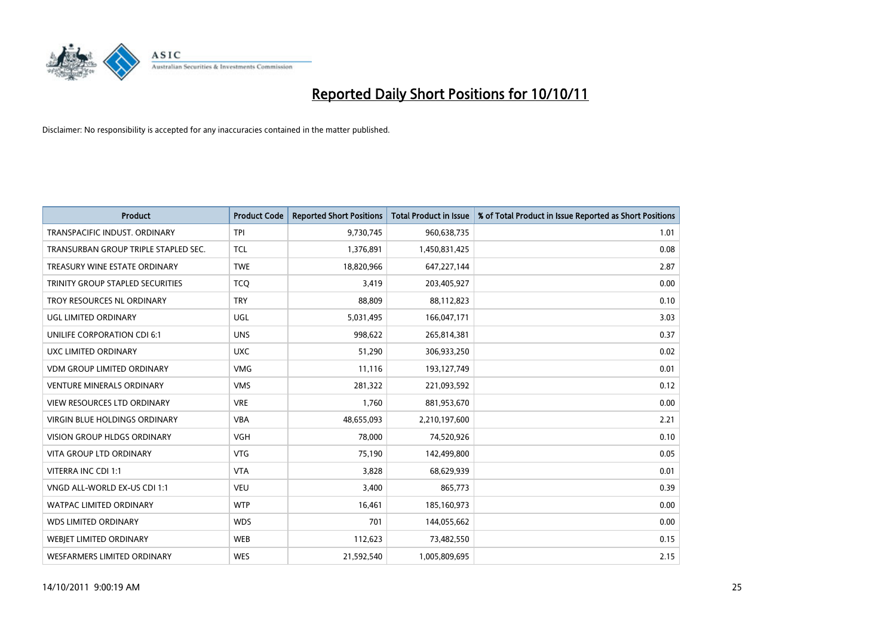# Reported Daily Short Positions for 10/10/11

Disclaimer: No responsibility is accepted for any inaccuracies contained in the matter published.

| Product | Product Code | Reported Short Positions | Total Product in Issue | % of Total Product in Issue Reported as Short Positions |
|---|---|---|---|---|
| TRANSPACIFIC INDUST. ORDINARY | TPI | 9,730,745 | 960,638,735 | 1.01 |
| TRANSURBAN GROUP TRIPLE STAPLED SEC. | TCL | 1,376,891 | 1,450,831,425 | 0.08 |
| TREASURY WINE ESTATE ORDINARY | TWE | 18,820,966 | 647,227,144 | 2.87 |
| TRINITY GROUP STAPLED SECURITIES | TCQ | 3,419 | 203,405,927 | 0.00 |
| TROY RESOURCES NL ORDINARY | TRY | 88,809 | 88,112,823 | 0.10 |
| UGL LIMITED ORDINARY | UGL | 5,031,495 | 166,047,171 | 3.03 |
| UNILIFE CORPORATION CDI 6:1 | UNS | 998,622 | 265,814,381 | 0.37 |
| UXC LIMITED ORDINARY | UXC | 51,290 | 306,933,250 | 0.02 |
| VDM GROUP LIMITED ORDINARY | VMG | 11,116 | 193,127,749 | 0.01 |
| VENTURE MINERALS ORDINARY | VMS | 281,322 | 221,093,592 | 0.12 |
| VIEW RESOURCES LTD ORDINARY | VRE | 1,760 | 881,953,670 | 0.00 |
| VIRGIN BLUE HOLDINGS ORDINARY | VBA | 48,655,093 | 2,210,197,600 | 2.21 |
| VISION GROUP HLDGS ORDINARY | VGH | 78,000 | 74,520,926 | 0.10 |
| VITA GROUP LTD ORDINARY | VTG | 75,190 | 142,499,800 | 0.05 |
| VITERRA INC CDI 1:1 | VTA | 3,828 | 68,629,939 | 0.01 |
| VNGD ALL-WORLD EX-US CDI 1:1 | VEU | 3,400 | 865,773 | 0.39 |
| WATPAC LIMITED ORDINARY | WTP | 16,461 | 185,160,973 | 0.00 |
| WDS LIMITED ORDINARY | WDS | 701 | 144,055,662 | 0.00 |
| WEBJET LIMITED ORDINARY | WEB | 112,623 | 73,482,550 | 0.15 |
| WESFARMERS LIMITED ORDINARY | WES | 21,592,540 | 1,005,809,695 | 2.15 |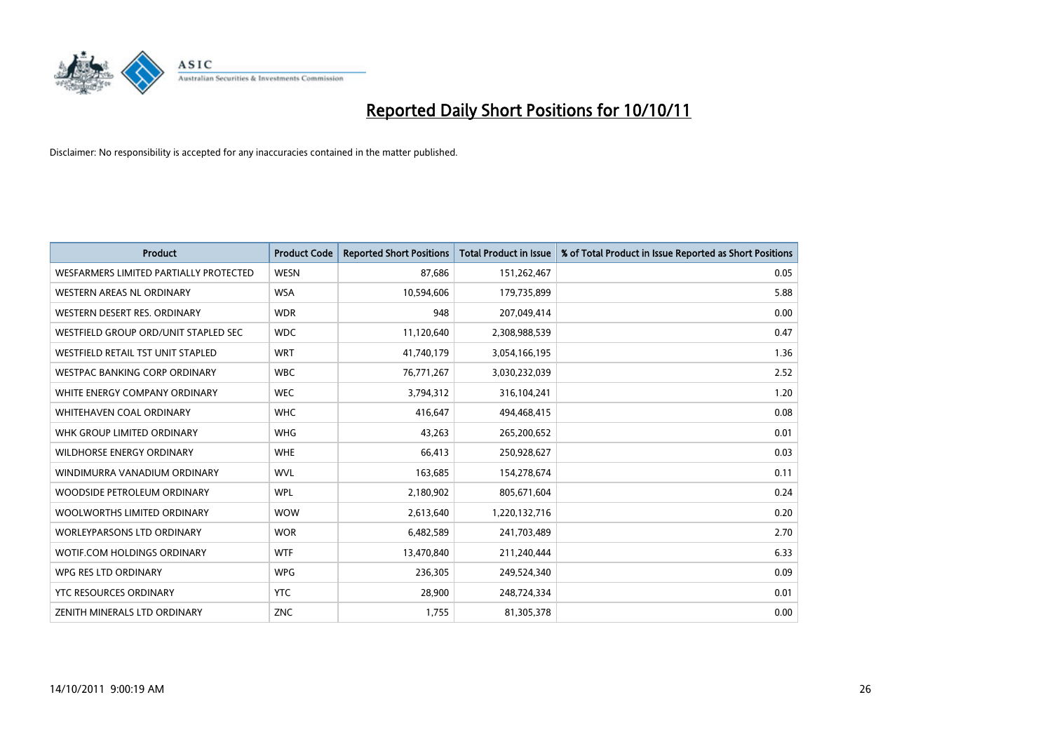# Reported Daily Short Positions for 10/10/11

Disclaimer: No responsibility is accepted for any inaccuracies contained in the matter published.

| Product | Product Code | Reported Short Positions | Total Product in Issue | % of Total Product in Issue Reported as Short Positions |
|---|---|---|---|---|
| WESFARMERS LIMITED PARTIALLY PROTECTED | WESN | 87,686 | 151,262,467 | 0.05 |
| WESTERN AREAS NL ORDINARY | WSA | 10,594,606 | 179,735,899 | 5.88 |
| WESTERN DESERT RES. ORDINARY | WDR | 948 | 207,049,414 | 0.00 |
| WESTFIELD GROUP ORD/UNIT STAPLED SEC | WDC | 11,120,640 | 2,308,988,539 | 0.47 |
| WESTFIELD RETAIL TST UNIT STAPLED | WRT | 41,740,179 | 3,054,166,195 | 1.36 |
| WESTPAC BANKING CORP ORDINARY | WBC | 76,771,267 | 3,030,232,039 | 2.52 |
| WHITE ENERGY COMPANY ORDINARY | WEC | 3,794,312 | 316,104,241 | 1.20 |
| WHITEHAVEN COAL ORDINARY | WHC | 416,647 | 494,468,415 | 0.08 |
| WHK GROUP LIMITED ORDINARY | WHG | 43,263 | 265,200,652 | 0.01 |
| WILDHORSE ENERGY ORDINARY | WHE | 66,413 | 250,928,627 | 0.03 |
| WINDIMURRA VANADIUM ORDINARY | WVL | 163,685 | 154,278,674 | 0.11 |
| WOODSIDE PETROLEUM ORDINARY | WPL | 2,180,902 | 805,671,604 | 0.24 |
| WOOLWORTHS LIMITED ORDINARY | WOW | 2,613,640 | 1,220,132,716 | 0.20 |
| WORLEYPARSONS LTD ORDINARY | WOR | 6,482,589 | 241,703,489 | 2.70 |
| WOTIF.COM HOLDINGS ORDINARY | WTF | 13,470,840 | 211,240,444 | 6.33 |
| WPG RES LTD ORDINARY | WPG | 236,305 | 249,524,340 | 0.09 |
| YTC RESOURCES ORDINARY | YTC | 28,900 | 248,724,334 | 0.01 |
| ZENITH MINERALS LTD ORDINARY | ZNC | 1,755 | 81,305,378 | 0.00 |

14/10/2011 9:00:19 AM